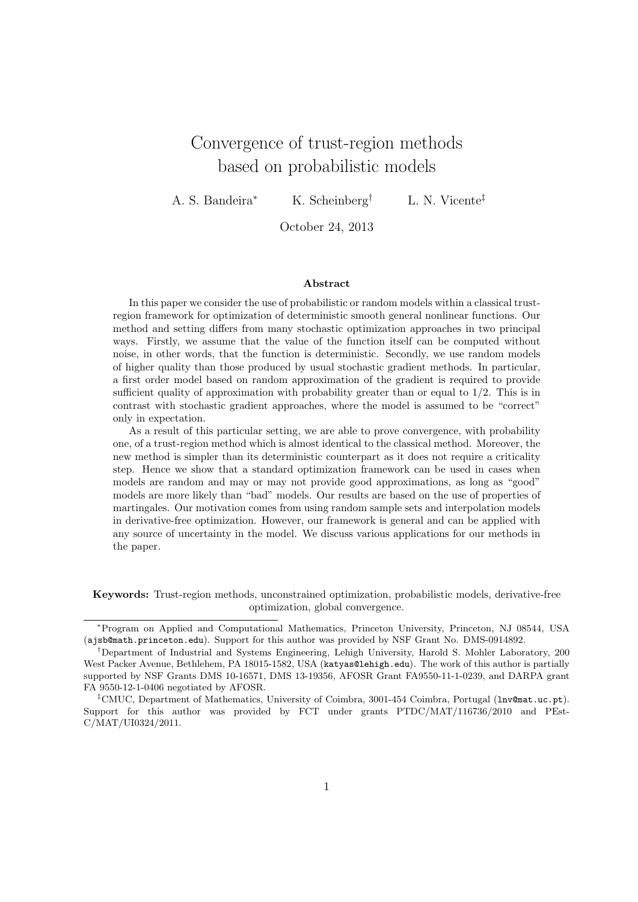# Convergence of trust-region methods based on probabilistic models

A. S. Bandeira[*] K. Scheinberg[†] L. N. Vicente[‡]

October 24, 2013

## Abstract

In this paper we consider the use of probabilistic or random models within a classical trust-region framework for optimization of deterministic smooth general nonlinear functions. Our method and setting differs from many stochastic optimization approaches in two principal ways. Firstly, we assume that the value of the function itself can be computed without noise, in other words, that the function is deterministic. Secondly, we use random models of higher quality than those produced by usual stochastic gradient methods. In particular, a first order model based on random approximation of the gradient is required to provide sufficient quality of approximation with probability greater than or equal to 1/2. This is in contrast with stochastic gradient approaches, where the model is assumed to be "correct" only in expectation.

As a result of this particular setting, we are able to prove convergence, with probability one, of a trust-region method which is almost identical to the classical method. Moreover, the new method is simpler than its deterministic counterpart as it does not require a criticality step. Hence we show that a standard optimization framework can be used in cases when models are random and may or may not provide good approximations, as long as "good" models are more likely than "bad" models. Our results are based on the use of properties of martingales. Our motivation comes from using random sample sets and interpolation models in derivative-free optimization. However, our framework is general and can be applied with any source of uncertainty in the model. We discuss various applications for our methods in the paper.

**Keywords:** Trust-region methods, unconstrained optimization, probabilistic models, derivative-free optimization, global convergence.

---

[*]Program on Applied and Computational Mathematics, Princeton University, Princeton, NJ 08544, USA (ajsb@math.princeton.edu). Support for this author was provided by NSF Grant No. DMS-0914892.

[†]Department of Industrial and Systems Engineering, Lehigh University, Harold S. Mohler Laboratory, 200 West Packer Avenue, Bethlehem, PA 18015-1582, USA (katyas@lehigh.edu). The work of this author is partially supported by NSF Grants DMS 10-16571, DMS 13-19356, AFOSR Grant FA9550-11-1-0239, and DARPA grant FA 9550-12-1-0406 negotiated by AFOSR.

[‡]CMUC, Department of Mathematics, University of Coimbra, 3001-454 Coimbra, Portugal (lnv@mat.uc.pt). Support for this author was provided by FCT under grants PTDC/MAT/116736/2010 and PEst-C/MAT/UI0324/2011.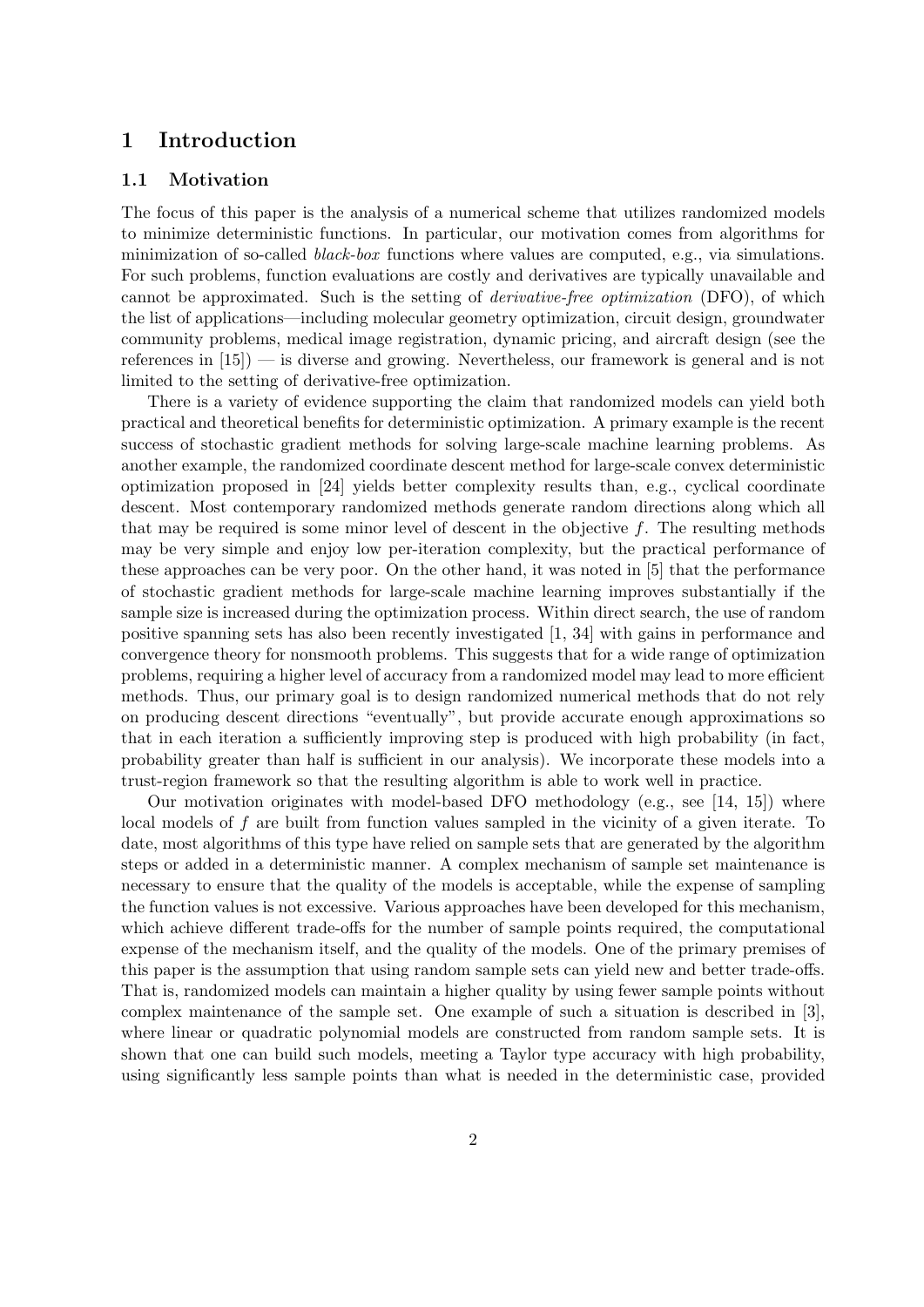# 1 Introduction

## 1.1 Motivation

The focus of this paper is the analysis of a numerical scheme that utilizes randomized models to minimize deterministic functions. In particular, our motivation comes from algorithms for minimization of so-called *black-box* functions where values are computed, e.g., via simulations. For such problems, function evaluations are costly and derivatives are typically unavailable and cannot be approximated. Such is the setting of *derivative-free optimization* (DFO), of which the list of applications—including molecular geometry optimization, circuit design, groundwater community problems, medical image registration, dynamic pricing, and aircraft design (see the references in [15]) — is diverse and growing. Nevertheless, our framework is general and is not limited to the setting of derivative-free optimization.

There is a variety of evidence supporting the claim that randomized models can yield both practical and theoretical benefits for deterministic optimization. A primary example is the recent success of stochastic gradient methods for solving large-scale machine learning problems. As another example, the randomized coordinate descent method for large-scale convex deterministic optimization proposed in [24] yields better complexity results than, e.g., cyclical coordinate descent. Most contemporary randomized methods generate random directions along which all that may be required is some minor level of descent in the objective $f$. The resulting methods may be very simple and enjoy low per-iteration complexity, but the practical performance of these approaches can be very poor. On the other hand, it was noted in [5] that the performance of stochastic gradient methods for large-scale machine learning improves substantially if the sample size is increased during the optimization process. Within direct search, the use of random positive spanning sets has also been recently investigated [1, 34] with gains in performance and convergence theory for nonsmooth problems. This suggests that for a wide range of optimization problems, requiring a higher level of accuracy from a randomized model may lead to more efficient methods. Thus, our primary goal is to design randomized numerical methods that do not rely on producing descent directions "eventually", but provide accurate enough approximations so that in each iteration a sufficiently improving step is produced with high probability (in fact, probability greater than half is sufficient in our analysis). We incorporate these models into a trust-region framework so that the resulting algorithm is able to work well in practice.

Our motivation originates with model-based DFO methodology (e.g., see [14, 15]) where local models of $f$ are built from function values sampled in the vicinity of a given iterate. To date, most algorithms of this type have relied on sample sets that are generated by the algorithm steps or added in a deterministic manner. A complex mechanism of sample set maintenance is necessary to ensure that the quality of the models is acceptable, while the expense of sampling the function values is not excessive. Various approaches have been developed for this mechanism, which achieve different trade-offs for the number of sample points required, the computational expense of the mechanism itself, and the quality of the models. One of the primary premises of this paper is the assumption that using random sample sets can yield new and better trade-offs. That is, randomized models can maintain a higher quality by using fewer sample points without complex maintenance of the sample set. One example of such a situation is described in [3], where linear or quadratic polynomial models are constructed from random sample sets. It is shown that one can build such models, meeting a Taylor type accuracy with high probability, using significantly less sample points than what is needed in the deterministic case, provided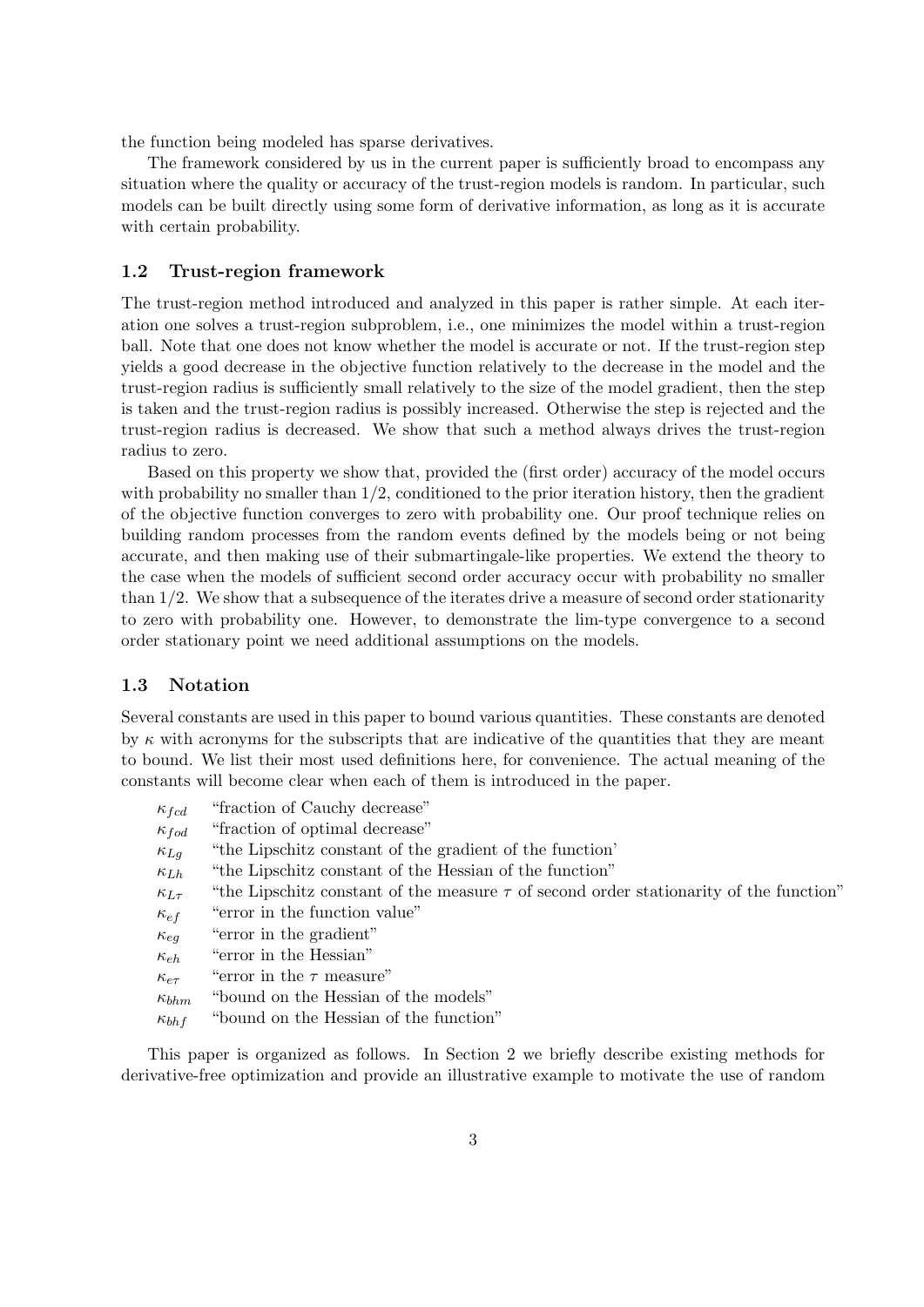the function being modeled has sparse derivatives.

The framework considered by us in the current paper is sufficiently broad to encompass any situation where the quality or accuracy of the trust-region models is random. In particular, such models can be built directly using some form of derivative information, as long as it is accurate with certain probability.

### 1.2 Trust-region framework

The trust-region method introduced and analyzed in this paper is rather simple. At each iteration one solves a trust-region subproblem, i.e., one minimizes the model within a trust-region ball. Note that one does not know whether the model is accurate or not. If the trust-region step yields a good decrease in the objective function relatively to the decrease in the model and the trust-region radius is sufficiently small relatively to the size of the model gradient, then the step is taken and the trust-region radius is possibly increased. Otherwise the step is rejected and the trust-region radius is decreased. We show that such a method always drives the trust-region radius to zero.

Based on this property we show that, provided the (first order) accuracy of the model occurs with probability no smaller than $1/2$, conditioned to the prior iteration history, then the gradient of the objective function converges to zero with probability one. Our proof technique relies on building random processes from the random events defined by the models being or not being accurate, and then making use of their submartingale-like properties. We extend the theory to the case when the models of sufficient second order accuracy occur with probability no smaller than $1/2$. We show that a subsequence of the iterates drive a measure of second order stationarity to zero with probability one. However, to demonstrate the lim-type convergence to a second order stationary point we need additional assumptions on the models.

### 1.3 Notation

Several constants are used in this paper to bound various quantities. These constants are denoted by $\kappa$ with acronyms for the subscripts that are indicative of the quantities that they are meant to bound. We list their most used definitions here, for convenience. The actual meaning of the constants will become clear when each of them is introduced in the paper.

- $\kappa_{fcd}$ "fraction of Cauchy decrease"
- $\kappa_{fod}$ "fraction of optimal decrease"
- $\kappa_{Lg}$ "the Lipschitz constant of the gradient of the function'
- $\kappa_{Lh}$ "the Lipschitz constant of the Hessian of the function"
- $\kappa_{L\tau}$ "the Lipschitz constant of the measure $\tau$ of second order stationarity of the function"
- $\kappa_{ef}$ "error in the function value"
- $\kappa_{eg}$ "error in the gradient"
- $\kappa_{eh}$ "error in the Hessian"
- $\kappa_{e\tau}$ "error in the $\tau$ measure"
- $\kappa_{bhm}$ "bound on the Hessian of the models"
- $\kappa_{bhf}$ "bound on the Hessian of the function"

This paper is organized as follows. In Section 2 we briefly describe existing methods for derivative-free optimization and provide an illustrative example to motivate the use of random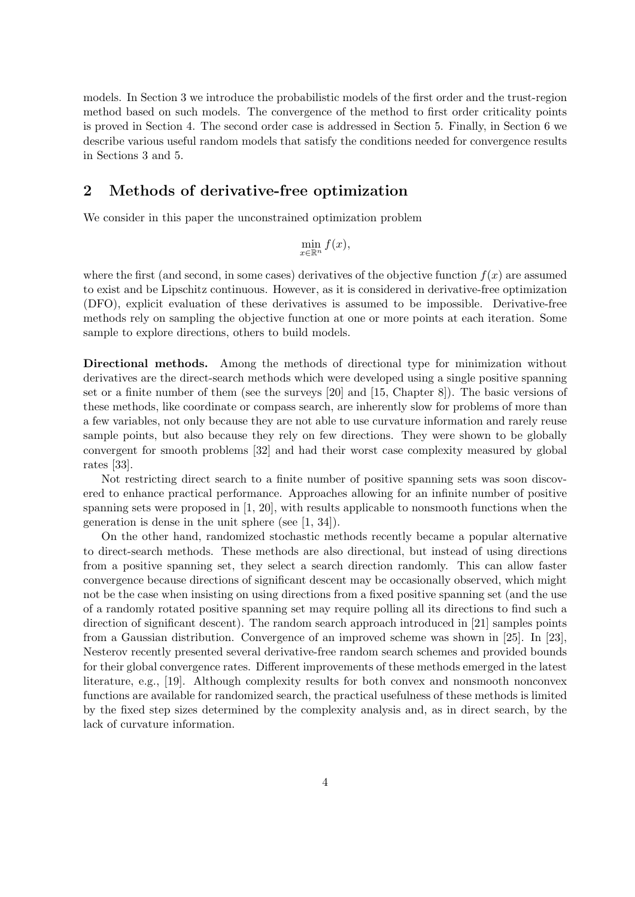models. In Section 3 we introduce the probabilistic models of the first order and the trust-region method based on such models. The convergence of the method to first order criticality points is proved in Section 4. The second order case is addressed in Section 5. Finally, in Section 6 we describe various useful random models that satisfy the conditions needed for convergence results in Sections 3 and 5.

## 2 Methods of derivative-free optimization

We consider in this paper the unconstrained optimization problem

$$\min_{x \in \mathbb{R}^n} f(x),$$

where the first (and second, in some cases) derivatives of the objective function $f(x)$ are assumed to exist and be Lipschitz continuous. However, as it is considered in derivative-free optimization (DFO), explicit evaluation of these derivatives is assumed to be impossible. Derivative-free methods rely on sampling the objective function at one or more points at each iteration. Some sample to explore directions, others to build models.

**Directional methods.** Among the methods of directional type for minimization without derivatives are the direct-search methods which were developed using a single positive spanning set or a finite number of them (see the surveys [20] and [15, Chapter 8]). The basic versions of these methods, like coordinate or compass search, are inherently slow for problems of more than a few variables, not only because they are not able to use curvature information and rarely reuse sample points, but also because they rely on few directions. They were shown to be globally convergent for smooth problems [32] and had their worst case complexity measured by global rates [33].

Not restricting direct search to a finite number of positive spanning sets was soon discovered to enhance practical performance. Approaches allowing for an infinite number of positive spanning sets were proposed in [1, 20], with results applicable to nonsmooth functions when the generation is dense in the unit sphere (see [1, 34]).

On the other hand, randomized stochastic methods recently became a popular alternative to direct-search methods. These methods are also directional, but instead of using directions from a positive spanning set, they select a search direction randomly. This can allow faster convergence because directions of significant descent may be occasionally observed, which might not be the case when insisting on using directions from a fixed positive spanning set (and the use of a randomly rotated positive spanning set may require polling all its directions to find such a direction of significant descent). The random search approach introduced in [21] samples points from a Gaussian distribution. Convergence of an improved scheme was shown in [25]. In [23], Nesterov recently presented several derivative-free random search schemes and provided bounds for their global convergence rates. Different improvements of these methods emerged in the latest literature, e.g., [19]. Although complexity results for both convex and nonsmooth nonconvex functions are available for randomized search, the practical usefulness of these methods is limited by the fixed step sizes determined by the complexity analysis and, as in direct search, by the lack of curvature information.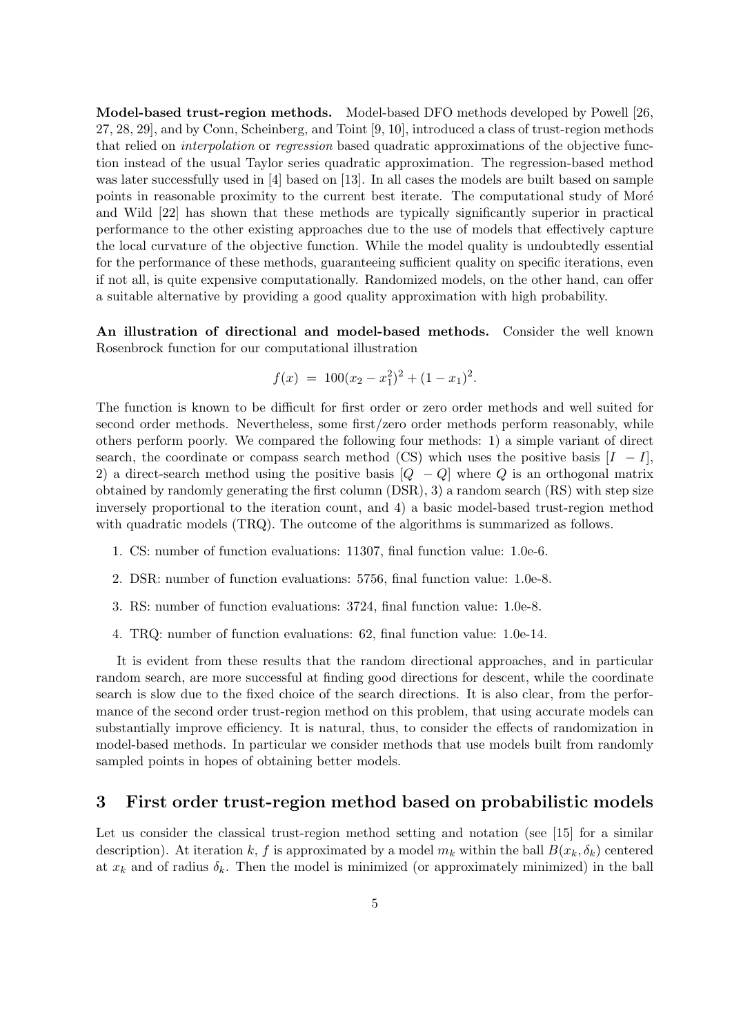**Model-based trust-region methods.** Model-based DFO methods developed by Powell [26, 27, 28, 29], and by Conn, Scheinberg, and Toint [9, 10], introduced a class of trust-region methods that relied on *interpolation* or *regression* based quadratic approximations of the objective function instead of the usual Taylor series quadratic approximation. The regression-based method was later successfully used in [4] based on [13]. In all cases the models are built based on sample points in reasonable proximity to the current best iterate. The computational study of Moré and Wild [22] has shown that these methods are typically significantly superior in practical performance to the other existing approaches due to the use of models that effectively capture the local curvature of the objective function. While the model quality is undoubtedly essential for the performance of these methods, guaranteeing sufficient quality on specific iterations, even if not all, is quite expensive computationally. Randomized models, on the other hand, can offer a suitable alternative by providing a good quality approximation with high probability.

**An illustration of directional and model-based methods.** Consider the well known Rosenbrock function for our computational illustration

$$f(x) \;=\; 100(x_2 - x_1^2)^2 + (1 - x_1)^2.$$

The function is known to be difficult for first order or zero order methods and well suited for second order methods. Nevertheless, some first/zero order methods perform reasonably, while others perform poorly. We compared the following four methods: 1) a simple variant of direct search, the coordinate or compass search method (CS) which uses the positive basis $[I \;\; -I]$, 2) a direct-search method using the positive basis $[Q \;\; -Q]$ where $Q$ is an orthogonal matrix obtained by randomly generating the first column (DSR), 3) a random search (RS) with step size inversely proportional to the iteration count, and 4) a basic model-based trust-region method with quadratic models (TRQ). The outcome of the algorithms is summarized as follows.

1. CS: number of function evaluations: 11307, final function value: 1.0e-6.
2. DSR: number of function evaluations: 5756, final function value: 1.0e-8.
3. RS: number of function evaluations: 3724, final function value: 1.0e-8.
4. TRQ: number of function evaluations: 62, final function value: 1.0e-14.

It is evident from these results that the random directional approaches, and in particular random search, are more successful at finding good directions for descent, while the coordinate search is slow due to the fixed choice of the search directions. It is also clear, from the performance of the second order trust-region method on this problem, that using accurate models can substantially improve efficiency. It is natural, thus, to consider the effects of randomization in model-based methods. In particular we consider methods that use models built from randomly sampled points in hopes of obtaining better models.

## 3 First order trust-region method based on probabilistic models

Let us consider the classical trust-region method setting and notation (see [15] for a similar description). At iteration $k$, $f$ is approximated by a model $m_k$ within the ball $B(x_k, \delta_k)$ centered at $x_k$ and of radius $\delta_k$. Then the model is minimized (or approximately minimized) in the ball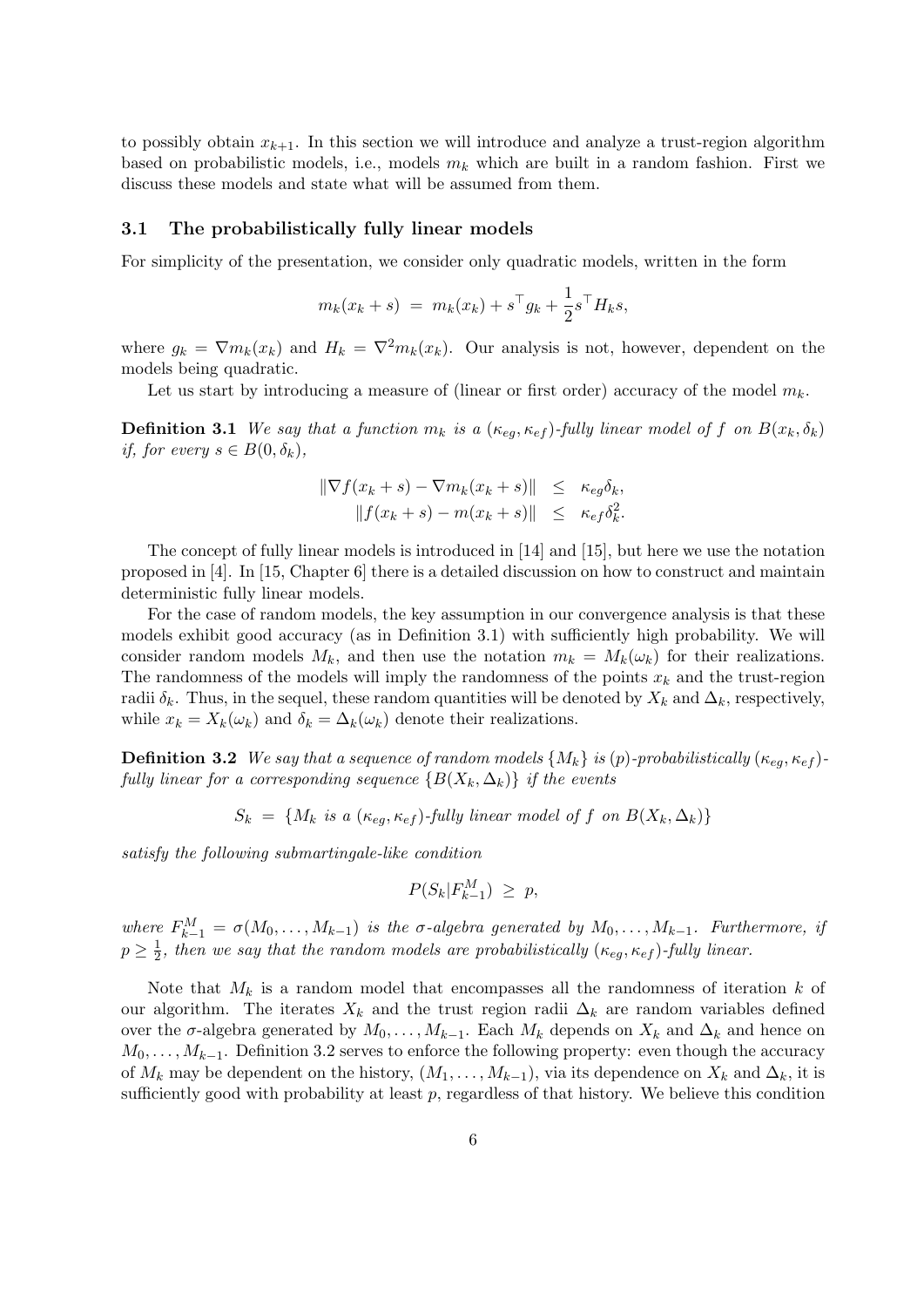to possibly obtain $x_{k+1}$. In this section we will introduce and analyze a trust-region algorithm based on probabilistic models, i.e., models $m_k$ which are built in a random fashion. First we discuss these models and state what will be assumed from them.

### 3.1 The probabilistically fully linear models

For simplicity of the presentation, we consider only quadratic models, written in the form

$$m_k(x_k + s) \;=\; m_k(x_k) + s^\top g_k + \frac{1}{2} s^\top H_k s,$$

where $g_k = \nabla m_k(x_k)$ and $H_k = \nabla^2 m_k(x_k)$. Our analysis is not, however, dependent on the models being quadratic.

Let us start by introducing a measure of (linear or first order) accuracy of the model $m_k$.

**Definition 3.1** *We say that a function $m_k$ is a $(\kappa_{eg}, \kappa_{ef})$-fully linear model of $f$ on $B(x_k, \delta_k)$ if, for every $s \in B(0, \delta_k)$,*

$$\begin{aligned} \|\nabla f(x_k + s) - \nabla m_k(x_k + s)\| &\leq \kappa_{eg} \delta_k, \\ \|f(x_k + s) - m(x_k + s)\| &\leq \kappa_{ef} \delta_k^2. \end{aligned}$$

The concept of fully linear models is introduced in [14] and [15], but here we use the notation proposed in [4]. In [15, Chapter 6] there is a detailed discussion on how to construct and maintain deterministic fully linear models.

For the case of random models, the key assumption in our convergence analysis is that these models exhibit good accuracy (as in Definition 3.1) with sufficiently high probability. We will consider random models $M_k$, and then use the notation $m_k = M_k(\omega_k)$ for their realizations. The randomness of the models will imply the randomness of the points $x_k$ and the trust-region radii $\delta_k$. Thus, in the sequel, these random quantities will be denoted by $X_k$ and $\Delta_k$, respectively, while $x_k = X_k(\omega_k)$ and $\delta_k = \Delta_k(\omega_k)$ denote their realizations.

**Definition 3.2** *We say that a sequence of random models $\{M_k\}$ is $(p)$-probabilistically $(\kappa_{eg}, \kappa_{ef})$-fully linear for a corresponding sequence $\{B(X_k, \Delta_k)\}$ if the events*

$$S_k \;=\; \{M_k \text{ is a } (\kappa_{eg}, \kappa_{ef})\text{-fully linear model of } f \text{ on } B(X_k, \Delta_k)\}$$

*satisfy the following submartingale-like condition*

$$P(S_k | F_{k-1}^M) \;\geq\; p,$$

*where $F_{k-1}^M = \sigma(M_0, \ldots, M_{k-1})$ is the $\sigma$-algebra generated by $M_0, \ldots, M_{k-1}$. Furthermore, if $p \geq \frac{1}{2}$, then we say that the random models are probabilistically $(\kappa_{eg}, \kappa_{ef})$-fully linear.*

Note that $M_k$ is a random model that encompasses all the randomness of iteration $k$ of our algorithm. The iterates $X_k$ and the trust region radii $\Delta_k$ are random variables defined over the $\sigma$-algebra generated by $M_0, \ldots, M_{k-1}$. Each $M_k$ depends on $X_k$ and $\Delta_k$ and hence on $M_0, \ldots, M_{k-1}$. Definition 3.2 serves to enforce the following property: even though the accuracy of $M_k$ may be dependent on the history, $(M_1, \ldots, M_{k-1})$, via its dependence on $X_k$ and $\Delta_k$, it is sufficiently good with probability at least $p$, regardless of that history. We believe this condition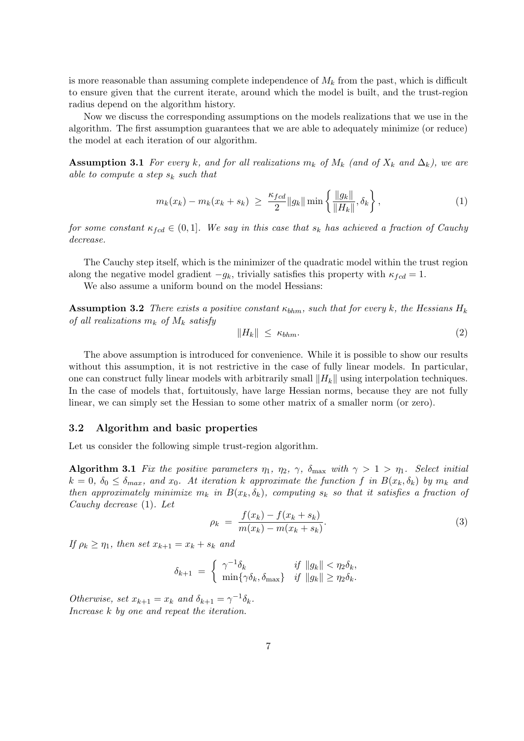is more reasonable than assuming complete independence of $M_k$ from the past, which is difficult to ensure given that the current iterate, around which the model is built, and the trust-region radius depend on the algorithm history.

Now we discuss the corresponding assumptions on the models realizations that we use in the algorithm. The first assumption guarantees that we are able to adequately minimize (or reduce) the model at each iteration of our algorithm.

**Assumption 3.1** *For every $k$, and for all realizations $m_k$ of $M_k$ (and of $X_k$ and $\Delta_k$), we are able to compute a step $s_k$ such that*

$$m_k(x_k) - m_k(x_k + s_k) \;\geq\; \frac{\kappa_{fcd}}{2} \|g_k\| \min\left\{ \frac{\|g_k\|}{\|H_k\|}, \delta_k \right\}, \tag{1}$$

*for some constant $\kappa_{fcd} \in (0, 1]$. We say in this case that $s_k$ has achieved a fraction of Cauchy decrease.*

The Cauchy step itself, which is the minimizer of the quadratic model within the trust region along the negative model gradient $-g_k$, trivially satisfies this property with $\kappa_{fcd} = 1$.

We also assume a uniform bound on the model Hessians:

**Assumption 3.2** *There exists a positive constant $\kappa_{bhm}$, such that for every $k$, the Hessians $H_k$ of all realizations $m_k$ of $M_k$ satisfy*

$$\|H_k\| \;\leq\; \kappa_{bhm}. \tag{2}$$

The above assumption is introduced for convenience. While it is possible to show our results without this assumption, it is not restrictive in the case of fully linear models. In particular, one can construct fully linear models with arbitrarily small $\|H_k\|$ using interpolation techniques. In the case of models that, fortuitously, have large Hessian norms, because they are not fully linear, we can simply set the Hessian to some other matrix of a smaller norm (or zero).

### 3.2 Algorithm and basic properties

Let us consider the following simple trust-region algorithm.

**Algorithm 3.1** *Fix the positive parameters $\eta_1$, $\eta_2$, $\gamma$, $\delta_{\max}$ with $\gamma > 1 > \eta_1$. Select initial $k = 0$, $\delta_0 \leq \delta_{max}$, and $x_0$. At iteration $k$ approximate the function $f$ in $B(x_k, \delta_k)$ by $m_k$ and then approximately minimize $m_k$ in $B(x_k, \delta_k)$, computing $s_k$ so that it satisfies a fraction of Cauchy decrease* (1). *Let*

$$\rho_k \;=\; \frac{f(x_k) - f(x_k + s_k)}{m(x_k) - m(x_k + s_k)}. \tag{3}$$

*If $\rho_k \geq \eta_1$, then set $x_{k+1} = x_k + s_k$ and*

$$\delta_{k+1} \;=\; \begin{cases} \gamma^{-1}\delta_k & \text{if } \|g_k\| < \eta_2 \delta_k, \\ \min\{\gamma\delta_k, \delta_{\max}\} & \text{if } \|g_k\| \geq \eta_2 \delta_k. \end{cases}$$

*Otherwise, set $x_{k+1} = x_k$ and $\delta_{k+1} = \gamma^{-1}\delta_k$.*
*Increase $k$ by one and repeat the iteration.*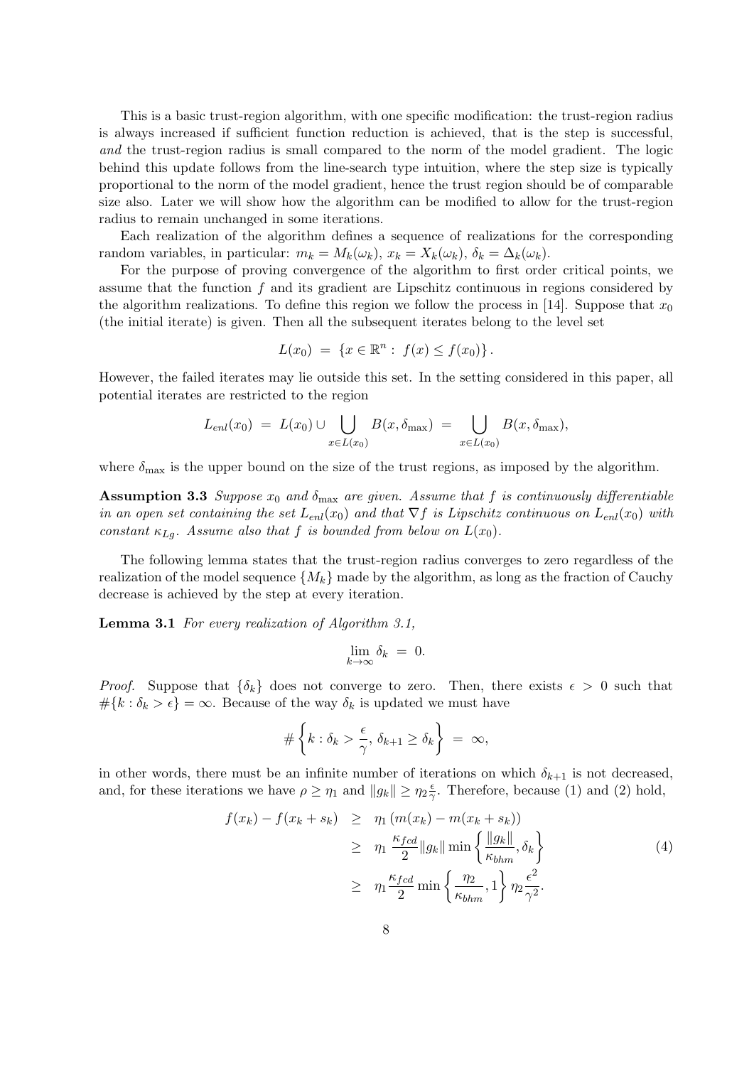This is a basic trust-region algorithm, with one specific modification: the trust-region radius is always increased if sufficient function reduction is achieved, that is the step is successful, *and* the trust-region radius is small compared to the norm of the model gradient. The logic behind this update follows from the line-search type intuition, where the step size is typically proportional to the norm of the model gradient, hence the trust region should be of comparable size also. Later we will show how the algorithm can be modified to allow for the trust-region radius to remain unchanged in some iterations.

Each realization of the algorithm defines a sequence of realizations for the corresponding random variables, in particular: $m_k = M_k(\omega_k)$, $x_k = X_k(\omega_k)$, $\delta_k = \Delta_k(\omega_k)$.

For the purpose of proving convergence of the algorithm to first order critical points, we assume that the function $f$ and its gradient are Lipschitz continuous in regions considered by the algorithm realizations. To define this region we follow the process in [14]. Suppose that $x_0$ (the initial iterate) is given. Then all the subsequent iterates belong to the level set

$$L(x_0) \;=\; \{x \in \mathbb{R}^n : \; f(x) \leq f(x_0)\} \,.$$

However, the failed iterates may lie outside this set. In the setting considered in this paper, all potential iterates are restricted to the region

$$L_{enl}(x_0) \;=\; L(x_0) \cup \bigcup_{x \in L(x_0)} B(x, \delta_{\max}) \;=\; \bigcup_{x \in L(x_0)} B(x, \delta_{\max}),$$

where $\delta_{\max}$ is the upper bound on the size of the trust regions, as imposed by the algorithm.

**Assumption 3.3** *Suppose $x_0$ and $\delta_{\max}$ are given. Assume that $f$ is continuously differentiable in an open set containing the set $L_{enl}(x_0)$ and that $\nabla f$ is Lipschitz continuous on $L_{enl}(x_0)$ with constant $\kappa_{Lg}$. Assume also that $f$ is bounded from below on $L(x_0)$.*

The following lemma states that the trust-region radius converges to zero regardless of the realization of the model sequence $\{M_k\}$ made by the algorithm, as long as the fraction of Cauchy decrease is achieved by the step at every iteration.

**Lemma 3.1** *For every realization of Algorithm 3.1,*

$$\lim_{k \to \infty} \delta_k \;=\; 0.$$

*Proof.* Suppose that $\{\delta_k\}$ does not converge to zero. Then, there exists $\epsilon > 0$ such that $\#\{k : \delta_k > \epsilon\} = \infty$. Because of the way $\delta_k$ is updated we must have

$$\# \left\{ k : \delta_k > \frac{\epsilon}{\gamma}, \; \delta_{k+1} \geq \delta_k \right\} \;=\; \infty,$$

in other words, there must be an infinite number of iterations on which $\delta_{k+1}$ is not decreased, and, for these iterations we have $\rho \geq \eta_1$ and $\|g_k\| \geq \eta_2 \frac{\epsilon}{\gamma}$. Therefore, because (1) and (2) hold,

$$\begin{aligned} f(x_k) - f(x_k + s_k) \;&\geq\; \eta_1 \left( m(x_k) - m(x_k + s_k) \right) \\ &\geq\; \eta_1 \, \frac{\kappa_{fcd}}{2} \|g_k\| \min \left\{ \frac{\|g_k\|}{\kappa_{bhm}}, \delta_k \right\} \\ &\geq\; \eta_1 \frac{\kappa_{fcd}}{2} \min \left\{ \frac{\eta_2}{\kappa_{bhm}}, 1 \right\} \eta_2 \frac{\epsilon^2}{\gamma^2}. \end{aligned} \tag{4}$$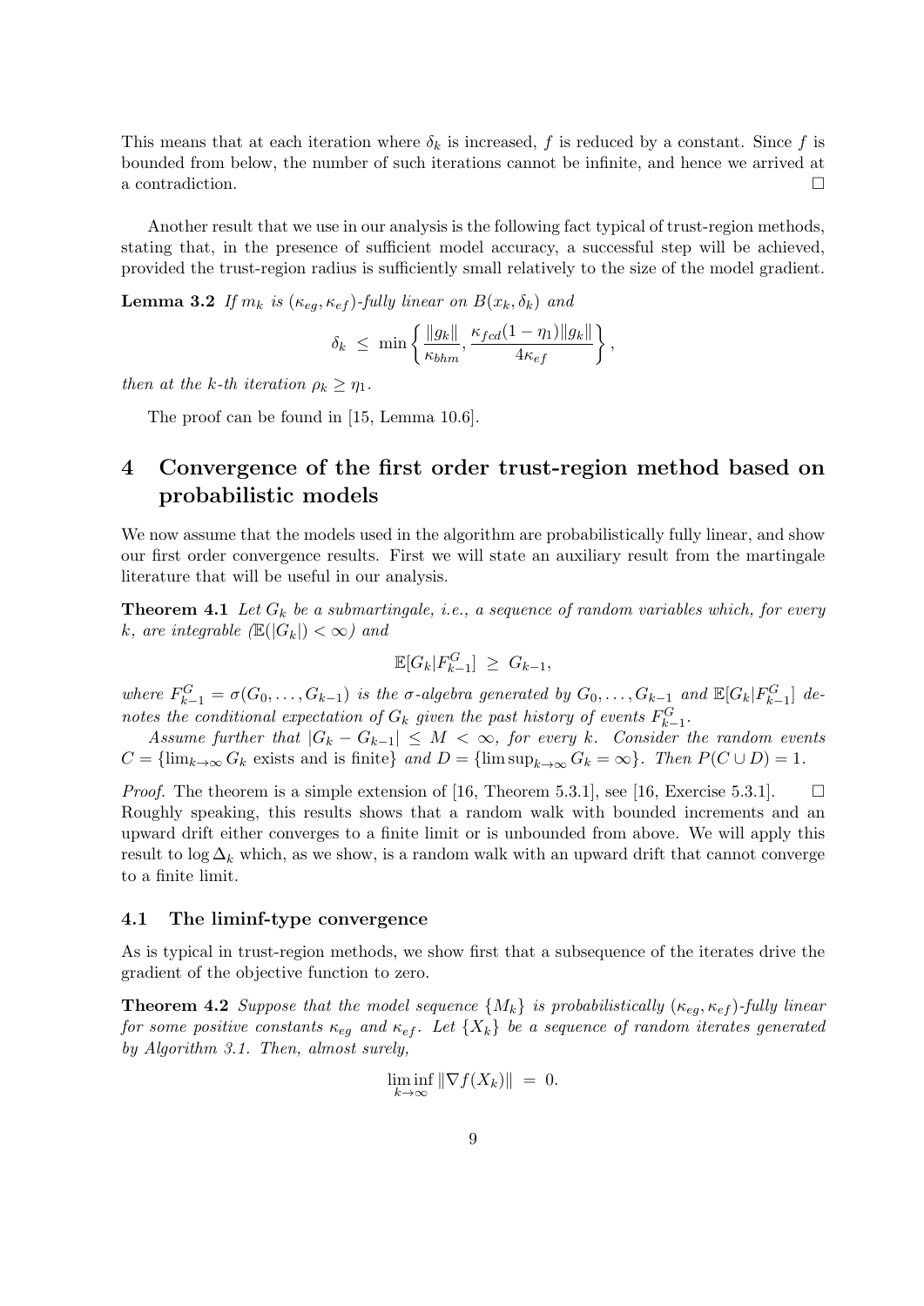This means that at each iteration where $\delta_k$ is increased, $f$ is reduced by a constant. Since $f$ is bounded from below, the number of such iterations cannot be infinite, and hence we arrived at a contradiction. $\square$

Another result that we use in our analysis is the following fact typical of trust-region methods, stating that, in the presence of sufficient model accuracy, a successful step will be achieved, provided the trust-region radius is sufficiently small relatively to the size of the model gradient.

**Lemma 3.2** *If $m_k$ is $(\kappa_{eg}, \kappa_{ef})$-fully linear on $B(x_k, \delta_k)$ and*

$$\delta_k \ \leq \ \min\left\{ \frac{\|g_k\|}{\kappa_{bhm}}, \frac{\kappa_{fcd}(1-\eta_1)\|g_k\|}{4\kappa_{ef}} \right\},$$

*then at the k-th iteration $\rho_k \geq \eta_1$.*

The proof can be found in [15, Lemma 10.6].

# 4 Convergence of the first order trust-region method based on probabilistic models

We now assume that the models used in the algorithm are probabilistically fully linear, and show our first order convergence results. First we will state an auxiliary result from the martingale literature that will be useful in our analysis.

**Theorem 4.1** *Let $G_k$ be a submartingale, i.e., a sequence of random variables which, for every $k$, are integrable ($\mathbb{E}(|G_k|) < \infty$) and*

$$\mathbb{E}[G_k | F^G_{k-1}] \ \geq \ G_{k-1},$$

*where $F^G_{k-1} = \sigma(G_0, \ldots, G_{k-1})$ is the $\sigma$-algebra generated by $G_0, \ldots, G_{k-1}$ and $\mathbb{E}[G_k | F^G_{k-1}]$ denotes the conditional expectation of $G_k$ given the past history of events $F^G_{k-1}$.*

*Assume further that $|G_k - G_{k-1}| \leq M < \infty$, for every $k$. Consider the random events $C = \{\lim_{k\to\infty} G_k$ exists and is finite$\}$ and $D = \{\limsup_{k\to\infty} G_k = \infty\}$. Then $P(C \cup D) = 1$.*

*Proof.* The theorem is a simple extension of [16, Theorem 5.3.1], see [16, Exercise 5.3.1]. $\square$

Roughly speaking, this results shows that a random walk with bounded increments and an upward drift either converges to a finite limit or is unbounded from above. We will apply this result to $\log \Delta_k$ which, as we show, is a random walk with an upward drift that cannot converge to a finite limit.

## 4.1 The liminf-type convergence

As is typical in trust-region methods, we show first that a subsequence of the iterates drive the gradient of the objective function to zero.

**Theorem 4.2** *Suppose that the model sequence $\{M_k\}$ is probabilistically $(\kappa_{eg}, \kappa_{ef})$-fully linear for some positive constants $\kappa_{eg}$ and $\kappa_{ef}$. Let $\{X_k\}$ be a sequence of random iterates generated by Algorithm 3.1. Then, almost surely,*

$$\liminf_{k\to\infty} \|\nabla f(X_k)\| \ = \ 0.$$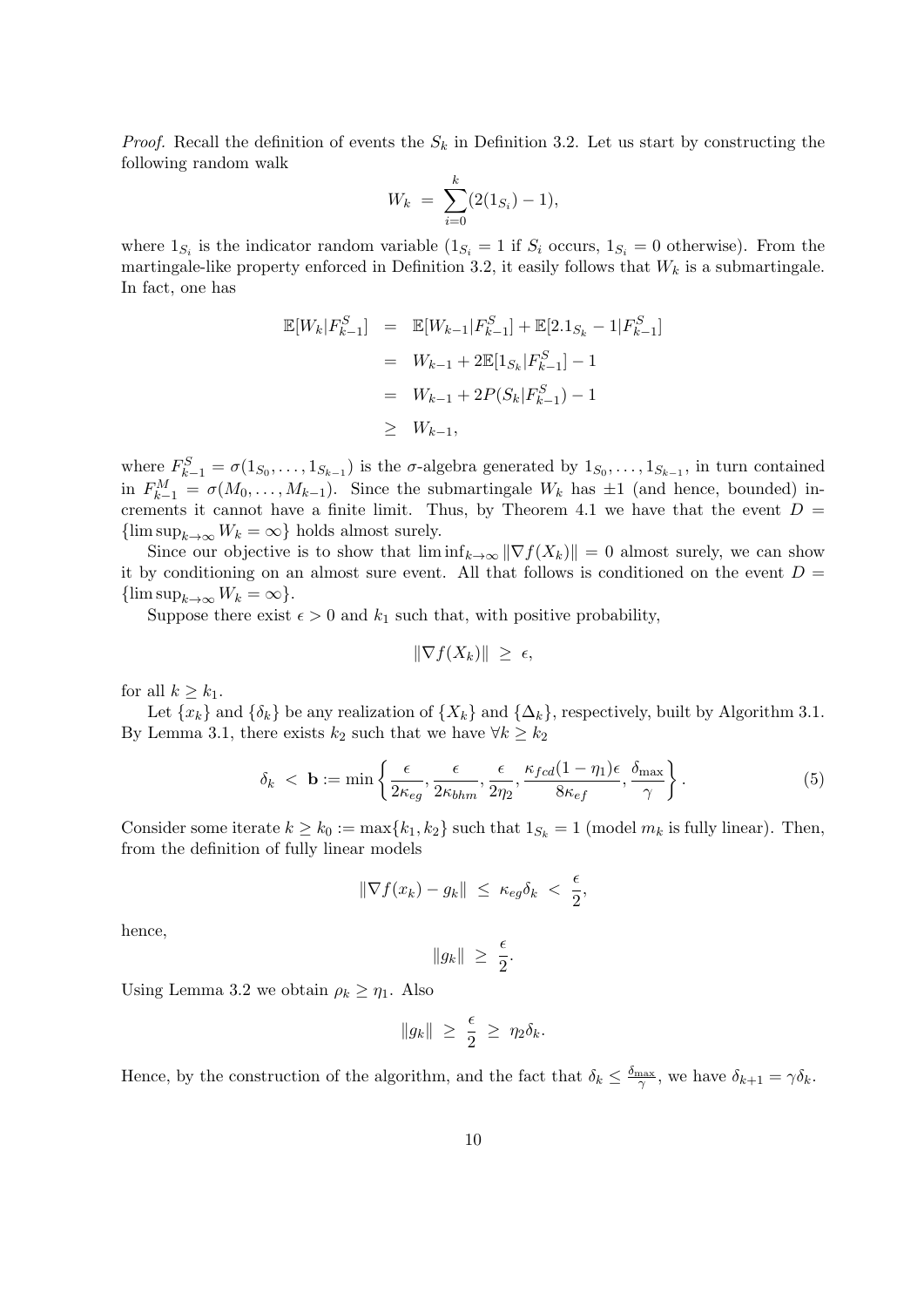*Proof.* Recall the definition of events the $S_k$ in Definition 3.2. Let us start by constructing the following random walk

$$W_k \;=\; \sum_{i=0}^{k}(2(1_{S_i}) - 1),$$

where $1_{S_i}$ is the indicator random variable ($1_{S_i} = 1$ if $S_i$ occurs, $1_{S_i} = 0$ otherwise). From the martingale-like property enforced in Definition 3.2, it easily follows that $W_k$ is a submartingale. In fact, one has

$$\begin{aligned}
\mathbb{E}[W_k|F_{k-1}^S] &= \mathbb{E}[W_{k-1}|F_{k-1}^S] + \mathbb{E}[2.1_{S_k} - 1|F_{k-1}^S] \\
&= W_{k-1} + 2\mathbb{E}[1_{S_k}|F_{k-1}^S] - 1 \\
&= W_{k-1} + 2P(S_k|F_{k-1}^S) - 1 \\
&\geq W_{k-1},
\end{aligned}$$

where $F_{k-1}^S = \sigma(1_{S_0}, \ldots, 1_{S_{k-1}})$ is the $\sigma$-algebra generated by $1_{S_0}, \ldots, 1_{S_{k-1}}$, in turn contained in $F_{k-1}^M = \sigma(M_0, \ldots, M_{k-1})$. Since the submartingale $W_k$ has $\pm 1$ (and hence, bounded) increments it cannot have a finite limit. Thus, by Theorem 4.1 we have that the event $D = \{\limsup_{k\to\infty} W_k = \infty\}$ holds almost surely.

Since our objective is to show that $\liminf_{k\to\infty} \|\nabla f(X_k)\| = 0$ almost surely, we can show it by conditioning on an almost sure event. All that follows is conditioned on the event $D = \{\limsup_{k\to\infty} W_k = \infty\}$.

Suppose there exist $\epsilon > 0$ and $k_1$ such that, with positive probability,

$$\|\nabla f(X_k)\| \;\geq\; \epsilon,$$

for all $k \geq k_1$.

Let $\{x_k\}$ and $\{\delta_k\}$ be any realization of $\{X_k\}$ and $\{\Delta_k\}$, respectively, built by Algorithm 3.1. By Lemma 3.1, there exists $k_2$ such that we have $\forall k \geq k_2$

$$\delta_k \;<\; \mathbf{b} := \min\left\{\frac{\epsilon}{2\kappa_{eg}}, \frac{\epsilon}{2\kappa_{bhm}}, \frac{\epsilon}{2\eta_2}, \frac{\kappa_{fcd}(1-\eta_1)\epsilon}{8\kappa_{ef}}, \frac{\delta_{\max}}{\gamma}\right\}. \tag{5}$$

Consider some iterate $k \geq k_0 := \max\{k_1, k_2\}$ such that $1_{S_k} = 1$ (model $m_k$ is fully linear). Then, from the definition of fully linear models

$$\|\nabla f(x_k) - g_k\| \;\leq\; \kappa_{eg}\delta_k \;<\; \frac{\epsilon}{2},$$

hence,

$$\|g_k\| \;\geq\; \frac{\epsilon}{2}.$$

Using Lemma 3.2 we obtain $\rho_k \geq \eta_1$. Also

$$\|g_k\| \;\geq\; \frac{\epsilon}{2} \;\geq\; \eta_2\delta_k.$$

Hence, by the construction of the algorithm, and the fact that $\delta_k \leq \frac{\delta_{\max}}{\gamma}$, we have $\delta_{k+1} = \gamma\delta_k$.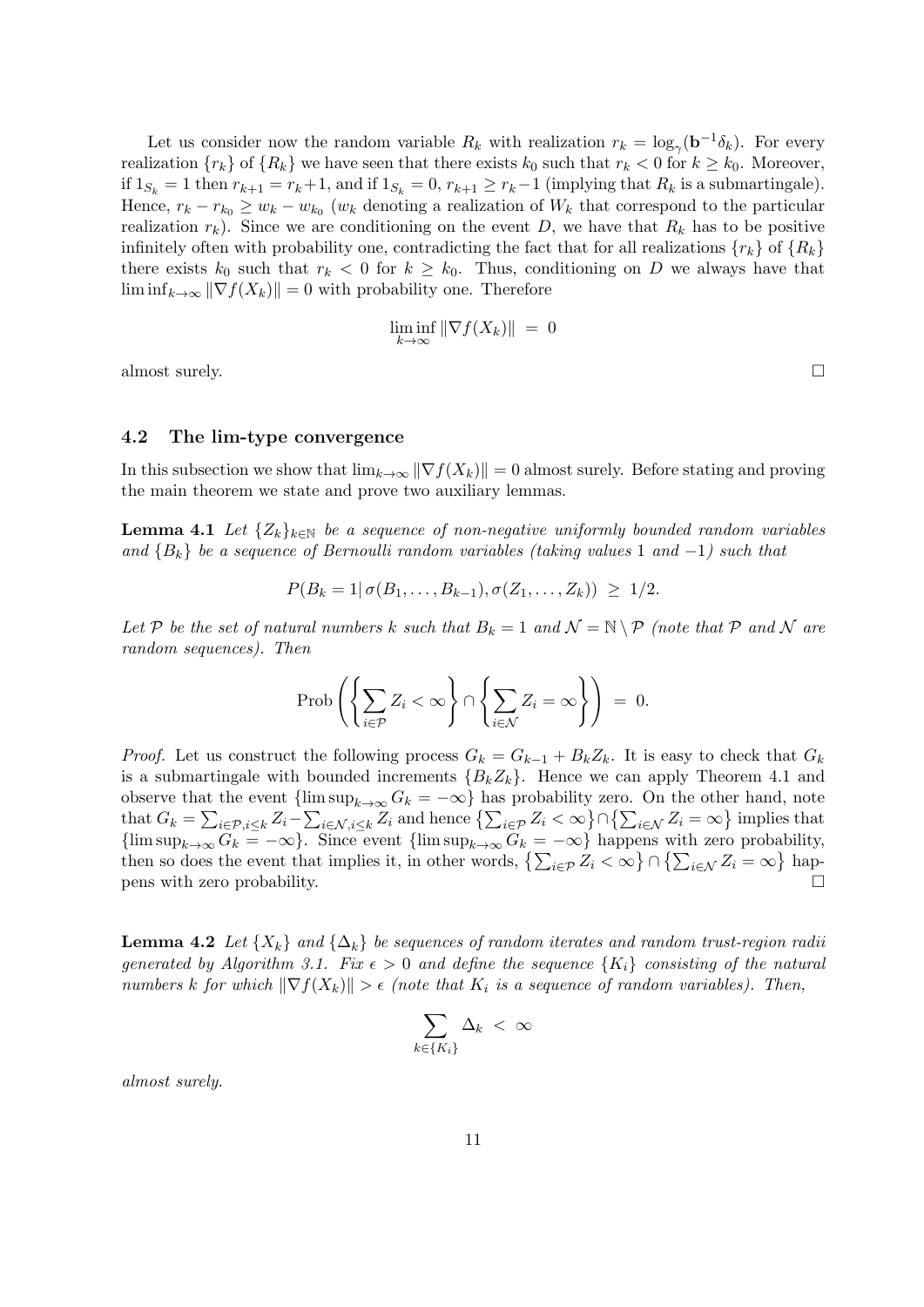Let us consider now the random variable $R_k$ with realization $r_k = \log_\gamma(\mathbf{b}^{-1}\delta_k)$. For every realization $\{r_k\}$ of $\{R_k\}$ we have seen that there exists $k_0$ such that $r_k < 0$ for $k \geq k_0$. Moreover, if $1_{S_k} = 1$ then $r_{k+1} = r_k + 1$, and if $1_{S_k} = 0$, $r_{k+1} \geq r_k - 1$ (implying that $R_k$ is a submartingale). Hence, $r_k - r_{k_0} \geq w_k - w_{k_0}$ ($w_k$ denoting a realization of $W_k$ that correspond to the particular realization $r_k$). Since we are conditioning on the event $D$, we have that $R_k$ has to be positive infinitely often with probability one, contradicting the fact that for all realizations $\{r_k\}$ of $\{R_k\}$ there exists $k_0$ such that $r_k < 0$ for $k \geq k_0$. Thus, conditioning on $D$ we always have that $\liminf_{k\to\infty} \|\nabla f(X_k)\| = 0$ with probability one. Therefore

$$\liminf_{k\to\infty} \|\nabla f(X_k)\| \;=\; 0$$

almost surely. □

### 4.2 The lim-type convergence

In this subsection we show that $\lim_{k\to\infty} \|\nabla f(X_k)\| = 0$ almost surely. Before stating and proving the main theorem we state and prove two auxiliary lemmas.

**Lemma 4.1** *Let $\{Z_k\}_{k\in\mathbb{N}}$ be a sequence of non-negative uniformly bounded random variables and $\{B_k\}$ be a sequence of Bernoulli random variables (taking values 1 and $-1$) such that*

$$P(B_k = 1 |\, \sigma(B_1, \ldots, B_{k-1}), \sigma(Z_1, \ldots, Z_k)) \;\geq\; 1/2.$$

*Let $\mathcal{P}$ be the set of natural numbers $k$ such that $B_k = 1$ and $\mathcal{N} = \mathbb{N} \setminus \mathcal{P}$ (note that $\mathcal{P}$ and $\mathcal{N}$ are random sequences). Then*

$$\text{Prob}\left(\left\{\sum_{i\in\mathcal{P}} Z_i < \infty\right\} \cap \left\{\sum_{i\in\mathcal{N}} Z_i = \infty\right\}\right) \;=\; 0.$$

*Proof.* Let us construct the following process $G_k = G_{k-1} + B_k Z_k$. It is easy to check that $G_k$ is a submartingale with bounded increments $\{B_k Z_k\}$. Hence we can apply Theorem 4.1 and observe that the event $\{\limsup_{k\to\infty} G_k = -\infty\}$ has probability zero. On the other hand, note that $G_k = \sum_{i\in\mathcal{P}, i\leq k} Z_i - \sum_{i\in\mathcal{N}, i\leq k} Z_i$ and hence $\{\sum_{i\in\mathcal{P}} Z_i < \infty\} \cap \{\sum_{i\in\mathcal{N}} Z_i = \infty\}$ implies that $\{\limsup_{k\to\infty} G_k = -\infty\}$. Since event $\{\limsup_{k\to\infty} G_k = -\infty\}$ happens with zero probability, then so does the event that implies it, in other words, $\{\sum_{i\in\mathcal{P}} Z_i < \infty\} \cap \{\sum_{i\in\mathcal{N}} Z_i = \infty\}$ happens with zero probability. □

**Lemma 4.2** *Let $\{X_k\}$ and $\{\Delta_k\}$ be sequences of random iterates and random trust-region radii generated by Algorithm 3.1. Fix $\epsilon > 0$ and define the sequence $\{K_i\}$ consisting of the natural numbers $k$ for which $\|\nabla f(X_k)\| > \epsilon$ (note that $K_i$ is a sequence of random variables). Then,*

$$\sum_{k\in\{K_i\}} \Delta_k \;<\; \infty$$

*almost surely.*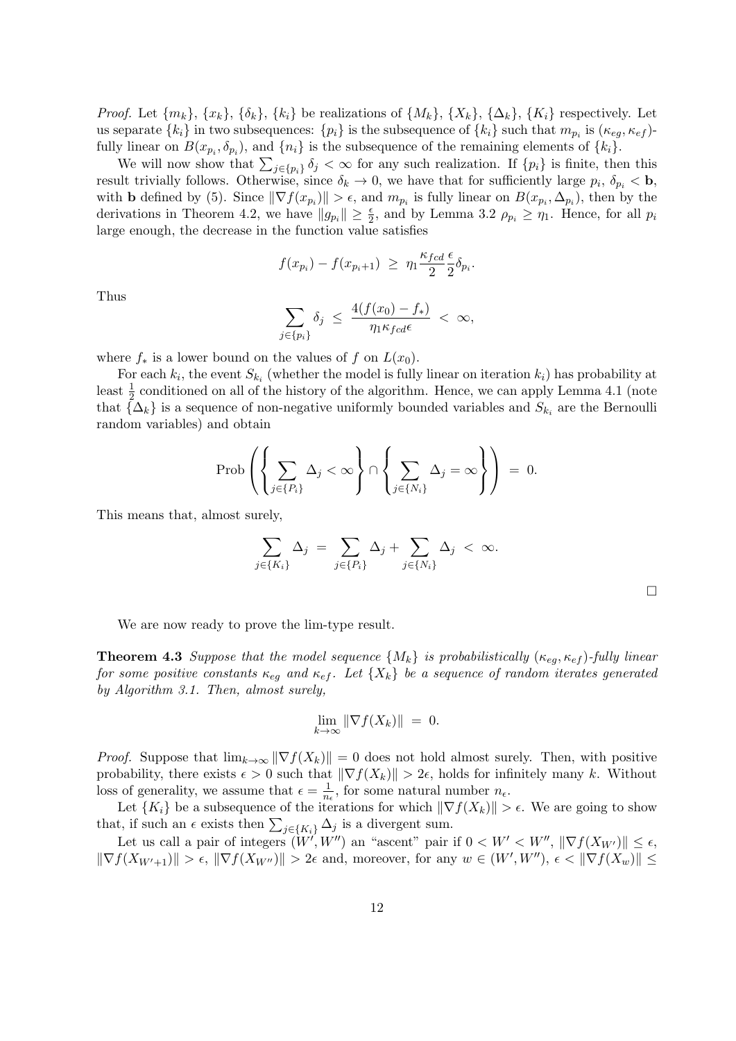*Proof.* Let $\{m_k\}$, $\{x_k\}$, $\{\delta_k\}$, $\{k_i\}$ be realizations of $\{M_k\}$, $\{X_k\}$, $\{\Delta_k\}$, $\{K_i\}$ respectively. Let us separate $\{k_i\}$ in two subsequences: $\{p_i\}$ is the subsequence of $\{k_i\}$ such that $m_{p_i}$ is $(\kappa_{eg}, \kappa_{ef})$-fully linear on $B(x_{p_i}, \delta_{p_i})$, and $\{n_i\}$ is the subsequence of the remaining elements of $\{k_i\}$.

We will now show that $\sum_{j \in \{p_i\}} \delta_j < \infty$ for any such realization. If $\{p_i\}$ is finite, then this result trivially follows. Otherwise, since $\delta_k \to 0$, we have that for sufficiently large $p_i$, $\delta_{p_i} < \mathbf{b}$, with $\mathbf{b}$ defined by (5). Since $\|\nabla f(x_{p_i})\| > \epsilon$, and $m_{p_i}$ is fully linear on $B(x_{p_i}, \Delta_{p_i})$, then by the derivations in Theorem 4.2, we have $\|g_{p_i}\| \geq \frac{\epsilon}{2}$, and by Lemma 3.2 $\rho_{p_i} \geq \eta_1$. Hence, for all $p_i$ large enough, the decrease in the function value satisfies

$$f(x_{p_i}) - f(x_{p_i+1}) \;\geq\; \eta_1 \frac{\kappa_{fcd}}{2} \frac{\epsilon}{2} \delta_{p_i}.$$

Thus

$$\sum_{j \in \{p_i\}} \delta_j \;\leq\; \frac{4(f(x_0) - f_*)}{\eta_1 \kappa_{fcd} \epsilon} \;<\; \infty,$$

where $f_*$ is a lower bound on the values of $f$ on $L(x_0)$.

For each $k_i$, the event $S_{k_i}$ (whether the model is fully linear on iteration $k_i$) has probability at least $\frac{1}{2}$ conditioned on all of the history of the algorithm. Hence, we can apply Lemma 4.1 (note that $\{\Delta_k\}$ is a sequence of non-negative uniformly bounded variables and $S_{k_i}$ are the Bernoulli random variables) and obtain

$$\text{Prob}\left( \left\{ \sum_{j \in \{P_i\}} \Delta_j < \infty \right\} \cap \left\{ \sum_{j \in \{N_i\}} \Delta_j = \infty \right\} \right) \;=\; 0.$$

This means that, almost surely,

$$\sum_{j \in \{K_i\}} \Delta_j \;=\; \sum_{j \in \{P_i\}} \Delta_j + \sum_{j \in \{N_i\}} \Delta_j \;<\; \infty.$$

$\square$

We are now ready to prove the lim-type result.

**Theorem 4.3** *Suppose that the model sequence $\{M_k\}$ is probabilistically $(\kappa_{eg}, \kappa_{ef})$-fully linear for some positive constants $\kappa_{eg}$ and $\kappa_{ef}$. Let $\{X_k\}$ be a sequence of random iterates generated by Algorithm 3.1. Then, almost surely,*

$$\lim_{k \to \infty} \|\nabla f(X_k)\| \;=\; 0.$$

*Proof.* Suppose that $\lim_{k \to \infty} \|\nabla f(X_k)\| = 0$ does not hold almost surely. Then, with positive probability, there exists $\epsilon > 0$ such that $\|\nabla f(X_k)\| > 2\epsilon$, holds for infinitely many $k$. Without loss of generality, we assume that $\epsilon = \frac{1}{n_\epsilon}$, for some natural number $n_\epsilon$.

Let $\{K_i\}$ be a subsequence of the iterations for which $\|\nabla f(X_k)\| > \epsilon$. We are going to show that, if such an $\epsilon$ exists then $\sum_{j \in \{K_i\}} \Delta_j$ is a divergent sum.

Let us call a pair of integers $(W', W'')$ an "ascent" pair if $0 < W' < W''$, $\|\nabla f(X_{W'})\| \leq \epsilon$, $\|\nabla f(X_{W'+1})\| > \epsilon$, $\|\nabla f(X_{W''})\| > 2\epsilon$ and, moreover, for any $w \in (W', W'')$, $\epsilon < \|\nabla f(X_w)\| \leq$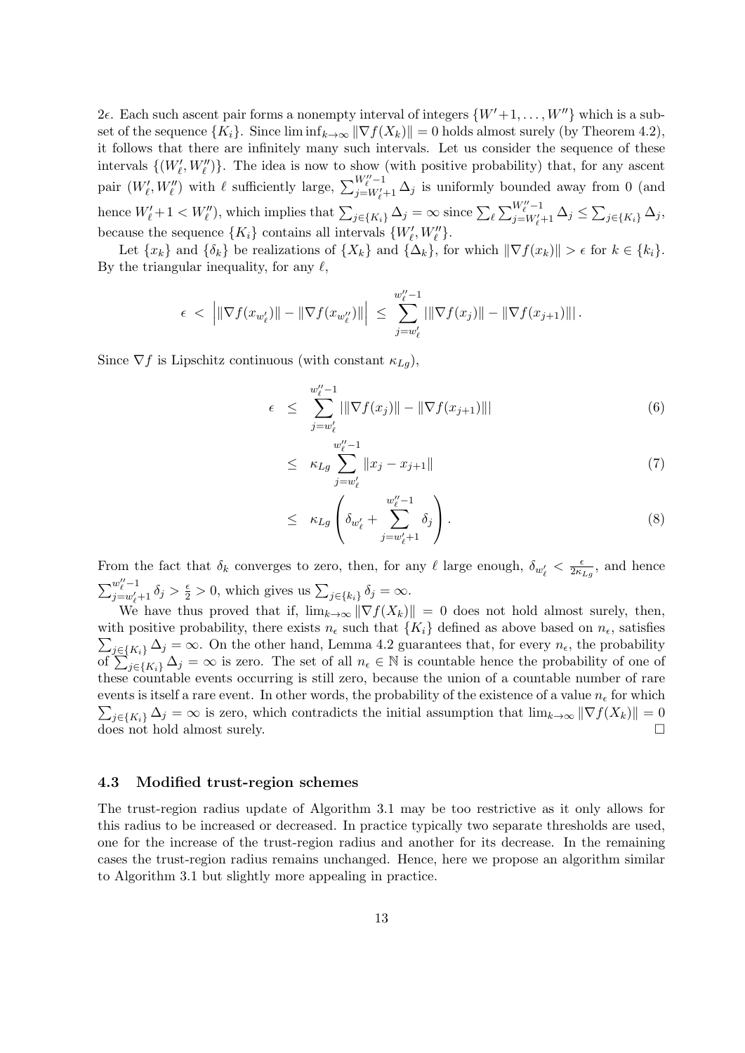$2\epsilon$. Each such ascent pair forms a nonempty interval of integers $\{W'+1, \ldots, W''\}$ which is a subset of the sequence $\{K_i\}$. Since $\liminf_{k\to\infty} \|\nabla f(X_k)\| = 0$ holds almost surely (by Theorem 4.2), it follows that there are infinitely many such intervals. Let us consider the sequence of these intervals $\{(W'_\ell, W''_\ell)\}$. The idea is now to show (with positive probability) that, for any ascent pair $(W'_\ell, W''_\ell)$ with $\ell$ sufficiently large, $\sum_{j=W'_\ell+1}^{W''_\ell-1} \Delta_j$ is uniformly bounded away from 0 (and hence $W'_\ell+1 < W''_\ell$), which implies that $\sum_{j\in\{K_i\}} \Delta_j = \infty$ since $\sum_\ell \sum_{j=W'_\ell+1}^{W''_\ell-1} \Delta_j \le \sum_{j\in\{K_i\}} \Delta_j$, because the sequence $\{K_i\}$ contains all intervals $\{W'_\ell, W''_\ell\}$.

Let $\{x_k\}$ and $\{\delta_k\}$ be realizations of $\{X_k\}$ and $\{\Delta_k\}$, for which $\|\nabla f(x_k)\| > \epsilon$ for $k \in \{k_i\}$. By the triangular inequality, for any $\ell$,

$$
\epsilon \;<\; \left| \|\nabla f(x_{w'_\ell})\| - \|\nabla f(x_{w''_\ell})\| \right| \;\le\; \sum_{j=w'_\ell}^{w''_\ell-1} \left| \|\nabla f(x_j)\| - \|\nabla f(x_{j+1})\| \right|.
$$

Since $\nabla f$ is Lipschitz continuous (with constant $\kappa_{Lg}$),

$$
\begin{aligned}
\epsilon &\le \sum_{j=w'_\ell}^{w''_\ell-1} \left| \|\nabla f(x_j)\| - \|\nabla f(x_{j+1})\| \right| &(6)\\
&\le \kappa_{Lg} \sum_{j=w'_\ell}^{w''_\ell-1} \|x_j - x_{j+1}\| &(7)\\
&\le \kappa_{Lg} \left( \delta_{w'_\ell} + \sum_{j=w'_\ell+1}^{w''_\ell-1} \delta_j \right). &(8)
\end{aligned}
$$

From the fact that $\delta_k$ converges to zero, then, for any $\ell$ large enough, $\delta_{w'_\ell} < \frac{\epsilon}{2\kappa_{Lg}}$, and hence $\sum_{j=w'_\ell+1}^{w''_\ell-1} \delta_j > \frac{\epsilon}{2} > 0$, which gives us $\sum_{j\in\{k_i\}} \delta_j = \infty$.

We have thus proved that if, $\lim_{k\to\infty} \|\nabla f(X_k)\| = 0$ does not hold almost surely, then, with positive probability, there exists $n_\epsilon$ such that $\{K_i\}$ defined as above based on $n_\epsilon$, satisfies $\sum_{j\in\{K_i\}} \Delta_j = \infty$. On the other hand, Lemma 4.2 guarantees that, for every $n_\epsilon$, the probability of $\sum_{j\in\{K_i\}} \Delta_j = \infty$ is zero. The set of all $n_\epsilon \in \mathbb{N}$ is countable hence the probability of one of these countable events occurring is still zero, because the union of a countable number of rare events is itself a rare event. In other words, the probability of the existence of a value $n_\epsilon$ for which $\sum_{j\in\{K_i\}} \Delta_j = \infty$ is zero, which contradicts the initial assumption that $\lim_{k\to\infty} \|\nabla f(X_k)\| = 0$ does not hold almost surely. $\square$

### 4.3 Modified trust-region schemes

The trust-region radius update of Algorithm 3.1 may be too restrictive as it only allows for this radius to be increased or decreased. In practice typically two separate thresholds are used, one for the increase of the trust-region radius and another for its decrease. In the remaining cases the trust-region radius remains unchanged. Hence, here we propose an algorithm similar to Algorithm 3.1 but slightly more appealing in practice.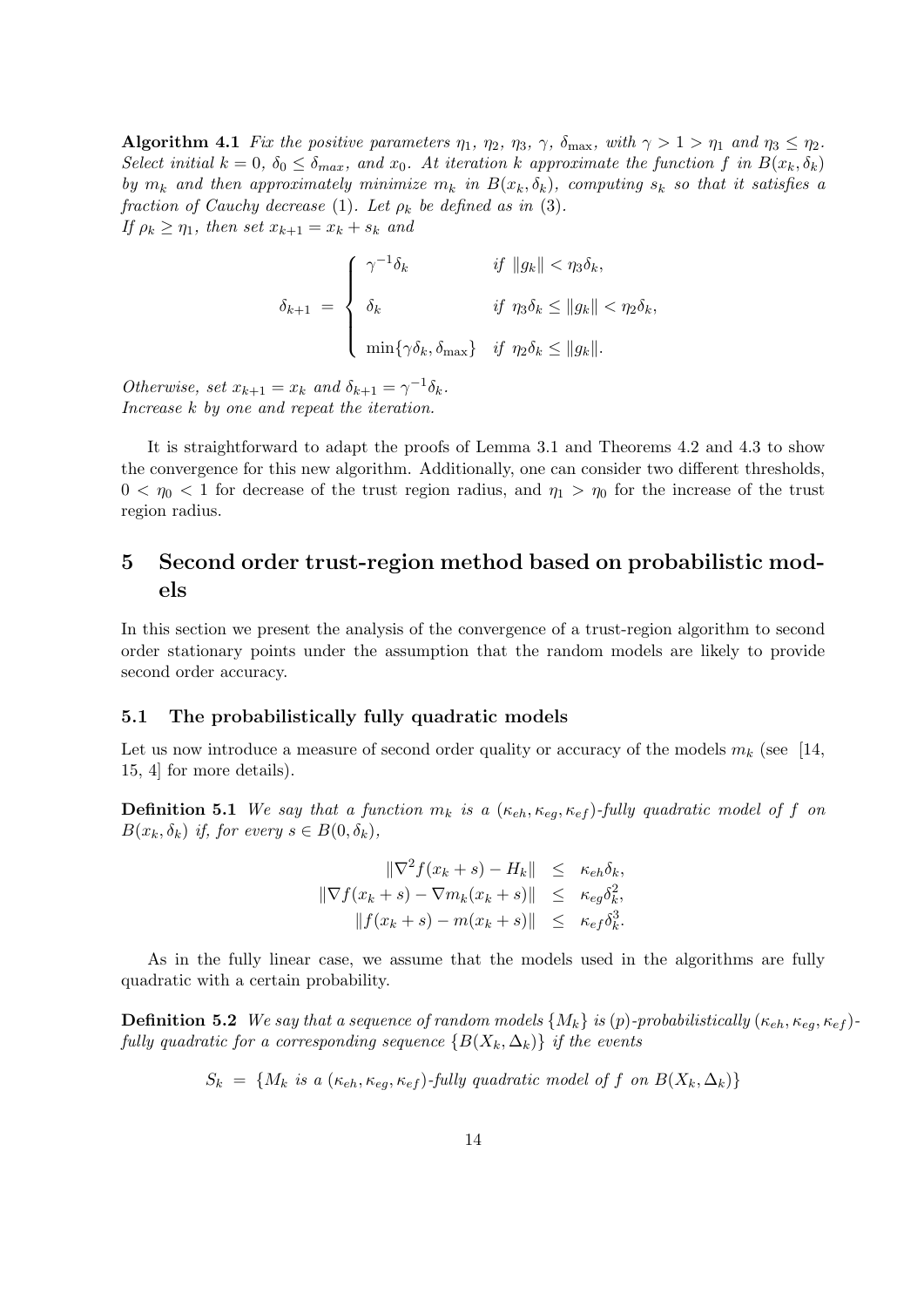**Algorithm 4.1** *Fix the positive parameters $\eta_1$, $\eta_2$, $\eta_3$, $\gamma$, $\delta_{\max}$, with $\gamma > 1 > \eta_1$ and $\eta_3 \leq \eta_2$. Select initial $k = 0$, $\delta_0 \leq \delta_{max}$, and $x_0$. At iteration $k$ approximate the function $f$ in $B(x_k, \delta_k)$ by $m_k$ and then approximately minimize $m_k$ in $B(x_k, \delta_k)$, computing $s_k$ so that it satisfies a fraction of Cauchy decrease (1). Let $\rho_k$ be defined as in (3).*
*If $\rho_k \geq \eta_1$, then set $x_{k+1} = x_k + s_k$ and*

$$
\delta_{k+1} = \begin{cases} \gamma^{-1}\delta_k & \text{if } \|g_k\| < \eta_3\delta_k, \\ \delta_k & \text{if } \eta_3\delta_k \leq \|g_k\| < \eta_2\delta_k, \\ \min\{\gamma\delta_k, \delta_{\max}\} & \text{if } \eta_2\delta_k \leq \|g_k\|. \end{cases}
$$

*Otherwise, set $x_{k+1} = x_k$ and $\delta_{k+1} = \gamma^{-1}\delta_k$.*
*Increase $k$ by one and repeat the iteration.*

It is straightforward to adapt the proofs of Lemma 3.1 and Theorems 4.2 and 4.3 to show the convergence for this new algorithm. Additionally, one can consider two different thresholds, $0 < \eta_0 < 1$ for decrease of the trust region radius, and $\eta_1 > \eta_0$ for the increase of the trust region radius.

# 5 Second order trust-region method based on probabilistic models

In this section we present the analysis of the convergence of a trust-region algorithm to second order stationary points under the assumption that the random models are likely to provide second order accuracy.

## 5.1 The probabilistically fully quadratic models

Let us now introduce a measure of second order quality or accuracy of the models $m_k$ (see [14, 15, 4] for more details).

**Definition 5.1** *We say that a function $m_k$ is a $(\kappa_{eh}, \kappa_{eg}, \kappa_{ef})$-fully quadratic model of $f$ on $B(x_k, \delta_k)$ if, for every $s \in B(0, \delta_k)$,*

$$
\begin{aligned}
\|\nabla^2 f(x_k + s) - H_k\| &\leq \kappa_{eh}\delta_k, \\
\|\nabla f(x_k + s) - \nabla m_k(x_k + s)\| &\leq \kappa_{eg}\delta_k^2, \\
\|f(x_k + s) - m(x_k + s)\| &\leq \kappa_{ef}\delta_k^3.
\end{aligned}
$$

As in the fully linear case, we assume that the models used in the algorithms are fully quadratic with a certain probability.

**Definition 5.2** *We say that a sequence of random models $\{M_k\}$ is $(p)$-probabilistically $(\kappa_{eh}, \kappa_{eg}, \kappa_{ef})$-fully quadratic for a corresponding sequence $\{B(X_k, \Delta_k)\}$ if the events*

$$
S_k = \{M_k \text{ is a } (\kappa_{eh}, \kappa_{eg}, \kappa_{ef})\text{-fully quadratic model of } f \text{ on } B(X_k, \Delta_k)\}
$$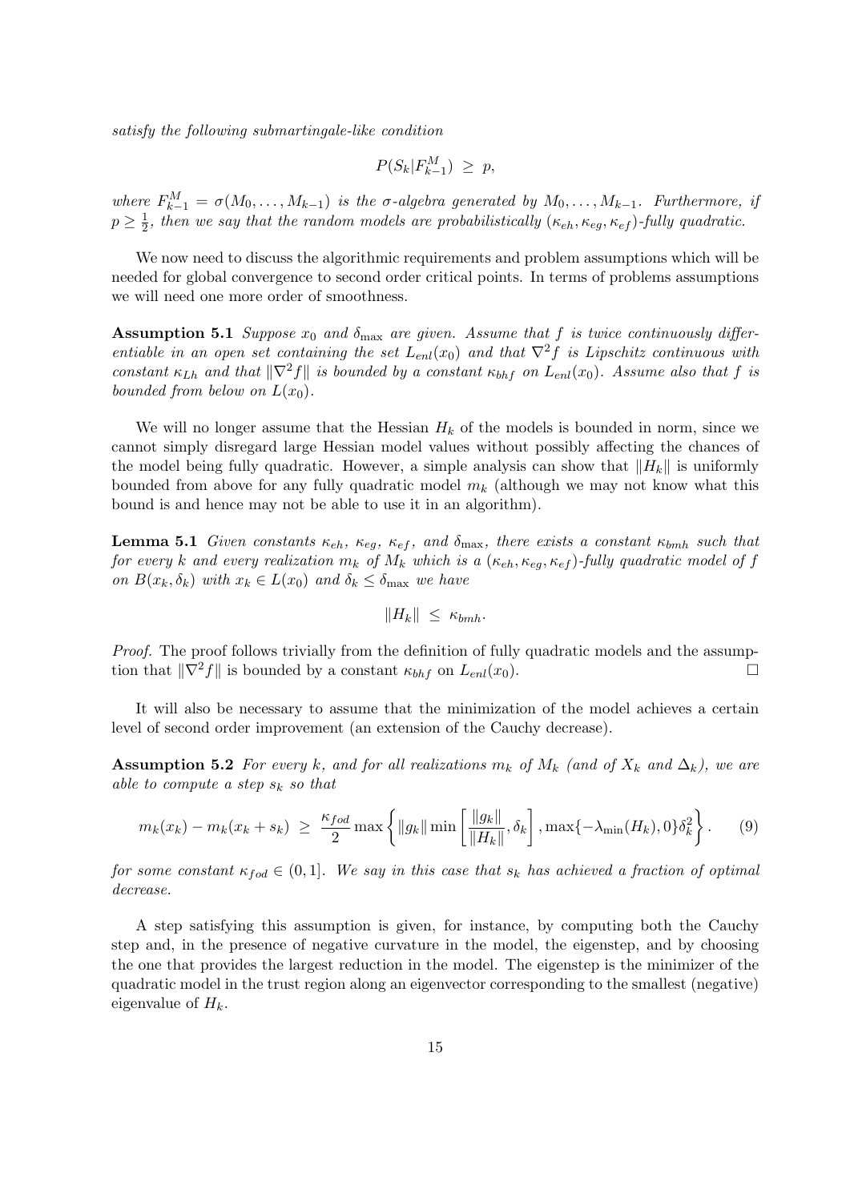*satisfy the following submartingale-like condition*

$$P(S_k|F_{k-1}^M) \ \geq \ p,$$

*where* $F_{k-1}^M = \sigma(M_0, \ldots, M_{k-1})$ *is the* $\sigma$*-algebra generated by* $M_0, \ldots, M_{k-1}$*. Furthermore, if* $p \geq \frac{1}{2}$*, then we say that the random models are probabilistically* $(\kappa_{eh}, \kappa_{eg}, \kappa_{ef})$*-fully quadratic.*

We now need to discuss the algorithmic requirements and problem assumptions which will be needed for global convergence to second order critical points. In terms of problems assumptions we will need one more order of smoothness.

**Assumption 5.1** *Suppose* $x_0$ *and* $\delta_{\max}$ *are given. Assume that* $f$ *is twice continuously differentiable in an open set containing the set* $L_{enl}(x_0)$ *and that* $\nabla^2 f$ *is Lipschitz continuous with constant* $\kappa_{Lh}$ *and that* $\|\nabla^2 f\|$ *is bounded by a constant* $\kappa_{bhf}$ *on* $L_{enl}(x_0)$*. Assume also that* $f$ *is bounded from below on* $L(x_0)$*.*

We will no longer assume that the Hessian $H_k$ of the models is bounded in norm, since we cannot simply disregard large Hessian model values without possibly affecting the chances of the model being fully quadratic. However, a simple analysis can show that $\|H_k\|$ is uniformly bounded from above for any fully quadratic model $m_k$ (although we may not know what this bound is and hence may not be able to use it in an algorithm).

**Lemma 5.1** *Given constants* $\kappa_{eh}$*,* $\kappa_{eg}$*,* $\kappa_{ef}$*, and* $\delta_{\max}$*, there exists a constant* $\kappa_{bmh}$ *such that for every* $k$ *and every realization* $m_k$ *of* $M_k$ *which is a* $(\kappa_{eh}, \kappa_{eg}, \kappa_{ef})$*-fully quadratic model of* $f$ *on* $B(x_k, \delta_k)$ *with* $x_k \in L(x_0)$ *and* $\delta_k \leq \delta_{\max}$ *we have*

$$\|H_k\| \ \leq \ \kappa_{bmh}.$$

*Proof.* The proof follows trivially from the definition of fully quadratic models and the assumption that $\|\nabla^2 f\|$ is bounded by a constant $\kappa_{bhf}$ on $L_{enl}(x_0)$. $\square$

It will also be necessary to assume that the minimization of the model achieves a certain level of second order improvement (an extension of the Cauchy decrease).

**Assumption 5.2** *For every* $k$*, and for all realizations* $m_k$ *of* $M_k$ *(and of* $X_k$ *and* $\Delta_k$*), we are able to compute a step* $s_k$ *so that*

$$m_k(x_k) - m_k(x_k + s_k) \ \geq \ \frac{\kappa_{fod}}{2} \max\left\{ \|g_k\| \min\left[\frac{\|g_k\|}{\|H_k\|}, \delta_k\right], \max\{-\lambda_{\min}(H_k), 0\}\delta_k^2 \right\}. \tag{9}$$

*for some constant* $\kappa_{fod} \in (0, 1]$*. We say in this case that* $s_k$ *has achieved a fraction of optimal decrease.*

A step satisfying this assumption is given, for instance, by computing both the Cauchy step and, in the presence of negative curvature in the model, the eigenstep, and by choosing the one that provides the largest reduction in the model. The eigenstep is the minimizer of the quadratic model in the trust region along an eigenvector corresponding to the smallest (negative) eigenvalue of $H_k$.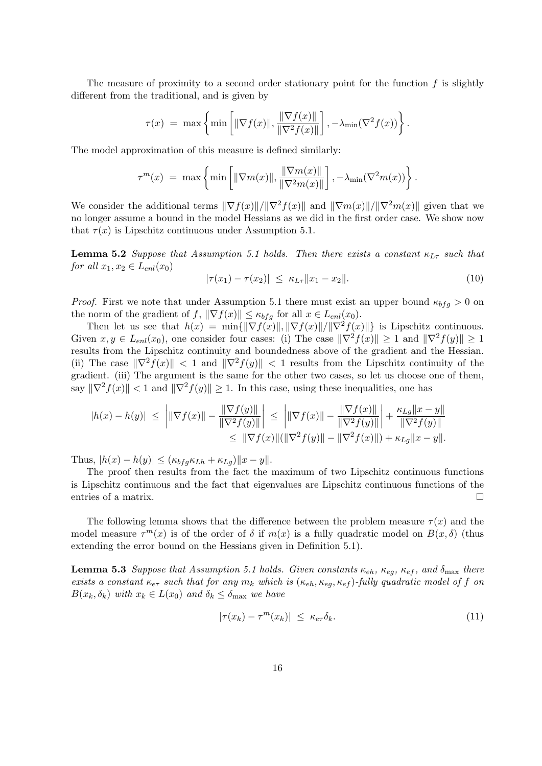The measure of proximity to a second order stationary point for the function $f$ is slightly different from the traditional, and is given by

$$\tau(x) \;=\; \max\left\{ \min\left[ \|\nabla f(x)\|, \frac{\|\nabla f(x)\|}{\|\nabla^2 f(x)\|} \right], -\lambda_{\min}(\nabla^2 f(x)) \right\}.$$

The model approximation of this measure is defined similarly:

$$\tau^m(x) \;=\; \max\left\{ \min\left[ \|\nabla m(x)\|, \frac{\|\nabla m(x)\|}{\|\nabla^2 m(x)\|} \right], -\lambda_{\min}(\nabla^2 m(x)) \right\}.$$

We consider the additional terms $\|\nabla f(x)\|/\|\nabla^2 f(x)\|$ and $\|\nabla m(x)\|/\|\nabla^2 m(x)\|$ given that we no longer assume a bound in the model Hessians as we did in the first order case. We show now that $\tau(x)$ is Lipschitz continuous under Assumption 5.1.

**Lemma 5.2** *Suppose that Assumption 5.1 holds. Then there exists a constant $\kappa_{L\tau}$ such that for all $x_1, x_2 \in L_{enl}(x_0)$*

$$|\tau(x_1) - \tau(x_2)| \;\leq\; \kappa_{L\tau}\|x_1 - x_2\|. \tag{10}$$

*Proof.* First we note that under Assumption 5.1 there must exist an upper bound $\kappa_{bfg} > 0$ on the norm of the gradient of $f$, $\|\nabla f(x)\| \leq \kappa_{bfg}$ for all $x \in L_{enl}(x_0)$.

Then let us see that $h(x) = \min\{\|\nabla f(x)\|, \|\nabla f(x)\|/\|\nabla^2 f(x)\|\}$ is Lipschitz continuous. Given $x, y \in L_{enl}(x_0)$, one consider four cases: (i) The case $\|\nabla^2 f(x)\| \geq 1$ and $\|\nabla^2 f(y)\| \geq 1$ results from the Lipschitz continuity and boundedness above of the gradient and the Hessian. (ii) The case $\|\nabla^2 f(x)\| < 1$ and $\|\nabla^2 f(y)\| < 1$ results from the Lipschitz continuity of the gradient. (iii) The argument is the same for the other two cases, so let us choose one of them, say $\|\nabla^2 f(x)\| < 1$ and $\|\nabla^2 f(y)\| \geq 1$. In this case, using these inequalities, one has

$$\begin{aligned}
|h(x) - h(y)| \;\leq\; \left| \|\nabla f(x)\| - \frac{\|\nabla f(y)\|}{\|\nabla^2 f(y)\|} \right| \;&\leq\; \left| \|\nabla f(x)\| - \frac{\|\nabla f(x)\|}{\|\nabla^2 f(y)\|} \right| + \frac{\kappa_{Lg}\|x-y\|}{\|\nabla^2 f(y)\|} \\
&\leq\; \|\nabla f(x)\|(\|\nabla^2 f(y)\| - \|\nabla^2 f(x)\|) + \kappa_{Lg}\|x - y\|.
\end{aligned}$$

Thus, $|h(x) - h(y)| \leq (\kappa_{bfg}\kappa_{Lh} + \kappa_{Lg})\|x - y\|$.

The proof then results from the fact the maximum of two Lipschitz continuous functions is Lipschitz continuous and the fact that eigenvalues are Lipschitz continuous functions of the entries of a matrix. $\square$

The following lemma shows that the difference between the problem measure $\tau(x)$ and the model measure $\tau^m(x)$ is of the order of $\delta$ if $m(x)$ is a fully quadratic model on $B(x, \delta)$ (thus extending the error bound on the Hessians given in Definition 5.1).

**Lemma 5.3** *Suppose that Assumption 5.1 holds. Given constants $\kappa_{eh}$, $\kappa_{eg}$, $\kappa_{ef}$, and $\delta_{\max}$ there exists a constant $\kappa_{e\tau}$ such that for any $m_k$ which is $(\kappa_{eh}, \kappa_{eg}, \kappa_{ef})$-fully quadratic model of $f$ on $B(x_k, \delta_k)$ with $x_k \in L(x_0)$ and $\delta_k \leq \delta_{\max}$ we have*

$$|\tau(x_k) - \tau^m(x_k)| \;\leq\; \kappa_{e\tau}\delta_k. \tag{11}$$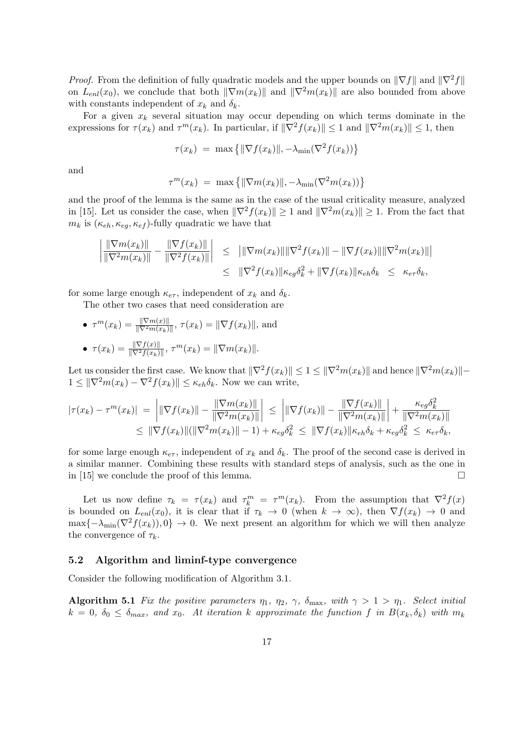*Proof.* From the definition of fully quadratic models and the upper bounds on $\|\nabla f\|$ and $\|\nabla^2 f\|$ on $L_{enl}(x_0)$, we conclude that both $\|\nabla m(x_k)\|$ and $\|\nabla^2 m(x_k)\|$ are also bounded from above with constants independent of $x_k$ and $\delta_k$.

For a given $x_k$ several situation may occur depending on which terms dominate in the expressions for $\tau(x_k)$ and $\tau^m(x_k)$. In particular, if $\|\nabla^2 f(x_k)\| \leq 1$ and $\|\nabla^2 m(x_k)\| \leq 1$, then

$$\tau(x_k) \ = \ \max\left\{\|\nabla f(x_k)\|, -\lambda_{\min}(\nabla^2 f(x_k))\right\}$$

and

$$\tau^m(x_k) \ = \ \max\left\{\|\nabla m(x_k)\|, -\lambda_{\min}(\nabla^2 m(x_k))\right\}$$

and the proof of the lemma is the same as in the case of the usual criticality measure, analyzed in [15]. Let us consider the case, when $\|\nabla^2 f(x_k)\| \geq 1$ and $\|\nabla^2 m(x_k)\| \geq 1$. From the fact that $m_k$ is $(\kappa_{eh}, \kappa_{eg}, \kappa_{ef})$-fully quadratic we have that

$$\begin{aligned}
\left|\frac{\|\nabla m(x_k)\|}{\|\nabla^2 m(x_k)\|} - \frac{\|\nabla f(x_k)\|}{\|\nabla^2 f(x_k)\|}\right| \ &\leq \ \big|\|\nabla m(x_k)\|\|\nabla^2 f(x_k)\| - \|\nabla f(x_k)\|\|\nabla^2 m(x_k)\|\big| \\
&\leq \ \|\nabla^2 f(x_k)\|\kappa_{eg}\delta_k^2 + \|\nabla f(x_k)\|\kappa_{eh}\delta_k \ \leq \ \kappa_{e\tau}\delta_k,
\end{aligned}$$

for some large enough $\kappa_{e\tau}$, independent of $x_k$ and $\delta_k$.

The other two cases that need consideration are

- $\tau^m(x_k) = \frac{\|\nabla m(x)\|}{\|\nabla^2 m(x_k)\|}$, $\tau(x_k) = \|\nabla f(x_k)\|$, and
- $\tau(x_k) = \frac{\|\nabla f(x)\|}{\|\nabla^2 f(x_k)\|}$, $\tau^m(x_k) = \|\nabla m(x_k)\|$.

Let us consider the first case. We know that $\|\nabla^2 f(x_k)\| \leq 1 \leq \|\nabla^2 m(x_k)\|$ and hence $\|\nabla^2 m(x_k)\| - 1 \leq \|\nabla^2 m(x_k) - \nabla^2 f(x_k)\| \leq \kappa_{eh}\delta_k$. Now we can write,

$$\begin{aligned}
|\tau(x_k) - \tau^m(x_k)| \ &= \ \left|\|\nabla f(x_k)\| - \frac{\|\nabla m(x_k)\|}{\|\nabla^2 m(x_k)\|}\right| \ \leq \ \left|\|\nabla f(x_k)\| - \frac{\|\nabla f(x_k)\|}{\|\nabla^2 m(x_k)\|}\right| + \frac{\kappa_{eg}\delta_k^2}{\|\nabla^2 m(x_k)\|} \\
&\leq \ \|\nabla f(x_k)\|(\|\nabla^2 m(x_k)\| - 1) + \kappa_{eg}\delta_k^2 \ \leq \ \|\nabla f(x_k)\|\kappa_{eh}\delta_k + \kappa_{eg}\delta_k^2 \ \leq \ \kappa_{e\tau}\delta_k,
\end{aligned}$$

for some large enough $\kappa_{e\tau}$, independent of $x_k$ and $\delta_k$. The proof of the second case is derived in a similar manner. Combining these results with standard steps of analysis, such as the one in in [15] we conclude the proof of this lemma. $\square$

Let us now define $\tau_k = \tau(x_k)$ and $\tau_k^m = \tau^m(x_k)$. From the assumption that $\nabla^2 f(x)$ is bounded on $L_{enl}(x_0)$, it is clear that if $\tau_k \to 0$ (when $k \to \infty$), then $\nabla f(x_k) \to 0$ and $\max\{-\lambda_{\min}(\nabla^2 f(x_k)), 0\} \to 0$. We next present an algorithm for which we will then analyze the convergence of $\tau_k$.

### 5.2 Algorithm and liminf-type convergence

Consider the following modification of Algorithm 3.1.

**Algorithm 5.1** *Fix the positive parameters $\eta_1$, $\eta_2$, $\gamma$, $\delta_{\max}$, with $\gamma > 1 > \eta_1$. Select initial $k = 0$, $\delta_0 \leq \delta_{max}$, and $x_0$. At iteration $k$ approximate the function $f$ in $B(x_k, \delta_k)$ with $m_k$*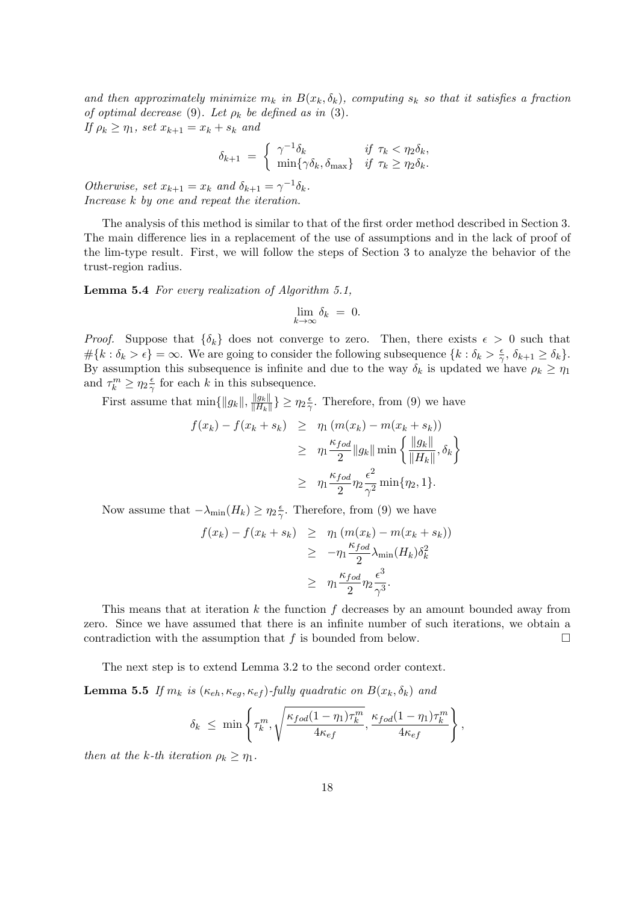*and then approximately minimize $m_k$ in $B(x_k, \delta_k)$, computing $s_k$ so that it satisfies a fraction of optimal decrease (9). Let $\rho_k$ be defined as in (3).*
*If $\rho_k \geq \eta_1$, set $x_{k+1} = x_k + s_k$ and*

$$\delta_{k+1} = \begin{cases} \gamma^{-1}\delta_k & \text{if } \tau_k < \eta_2 \delta_k, \\ \min\{\gamma\delta_k, \delta_{\max}\} & \text{if } \tau_k \geq \eta_2 \delta_k. \end{cases}$$

*Otherwise, set $x_{k+1} = x_k$ and $\delta_{k+1} = \gamma^{-1}\delta_k$.*
*Increase $k$ by one and repeat the iteration.*

The analysis of this method is similar to that of the first order method described in Section 3. The main difference lies in a replacement of the use of assumptions and in the lack of proof of the lim-type result. First, we will follow the steps of Section 3 to analyze the behavior of the trust-region radius.

**Lemma 5.4** *For every realization of Algorithm 5.1,*

$$\lim_{k \to \infty} \delta_k = 0.$$

*Proof.* Suppose that $\{\delta_k\}$ does not converge to zero. Then, there exists $\epsilon > 0$ such that $\#\{k : \delta_k > \epsilon\} = \infty$. We are going to consider the following subsequence $\{k : \delta_k > \frac{\epsilon}{\gamma},\, \delta_{k+1} \geq \delta_k\}$. By assumption this subsequence is infinite and due to the way $\delta_k$ is updated we have $\rho_k \geq \eta_1$ and $\tau_k^m \geq \eta_2 \frac{\epsilon}{\gamma}$ for each $k$ in this subsequence.

First assume that $\min\{\|g_k\|, \frac{\|g_k\|}{\|H_k\|}\} \geq \eta_2 \frac{\epsilon}{\gamma}$. Therefore, from (9) we have

$$\begin{aligned} f(x_k) - f(x_k + s_k) &\geq \eta_1 \left( m(x_k) - m(x_k + s_k) \right) \\ &\geq \eta_1 \frac{\kappa_{fod}}{2} \|g_k\| \min\left\{ \frac{\|g_k\|}{\|H_k\|}, \delta_k \right\} \\ &\geq \eta_1 \frac{\kappa_{fod}}{2} \eta_2 \frac{\epsilon^2}{\gamma^2} \min\{\eta_2, 1\}. \end{aligned}$$

Now assume that $-\lambda_{\min}(H_k) \geq \eta_2 \frac{\epsilon}{\gamma}$. Therefore, from (9) we have

$$\begin{aligned} f(x_k) - f(x_k + s_k) &\geq \eta_1 \left( m(x_k) - m(x_k + s_k) \right) \\ &\geq -\eta_1 \frac{\kappa_{fod}}{2} \lambda_{\min}(H_k) \delta_k^2 \\ &\geq \eta_1 \frac{\kappa_{fod}}{2} \eta_2 \frac{\epsilon^3}{\gamma^3}. \end{aligned}$$

This means that at iteration $k$ the function $f$ decreases by an amount bounded away from zero. Since we have assumed that there is an infinite number of such iterations, we obtain a contradiction with the assumption that $f$ is bounded from below. $\square$

The next step is to extend Lemma 3.2 to the second order context.

**Lemma 5.5** *If $m_k$ is $(\kappa_{eh}, \kappa_{eg}, \kappa_{ef})$-fully quadratic on $B(x_k, \delta_k)$ and*

$$\delta_k \leq \min\left\{ \tau_k^m, \sqrt{\frac{\kappa_{fod}(1-\eta_1)\tau_k^m}{4\kappa_{ef}}}, \frac{\kappa_{fod}(1-\eta_1)\tau_k^m}{4\kappa_{ef}} \right\},$$

*then at the k-th iteration $\rho_k \geq \eta_1$.*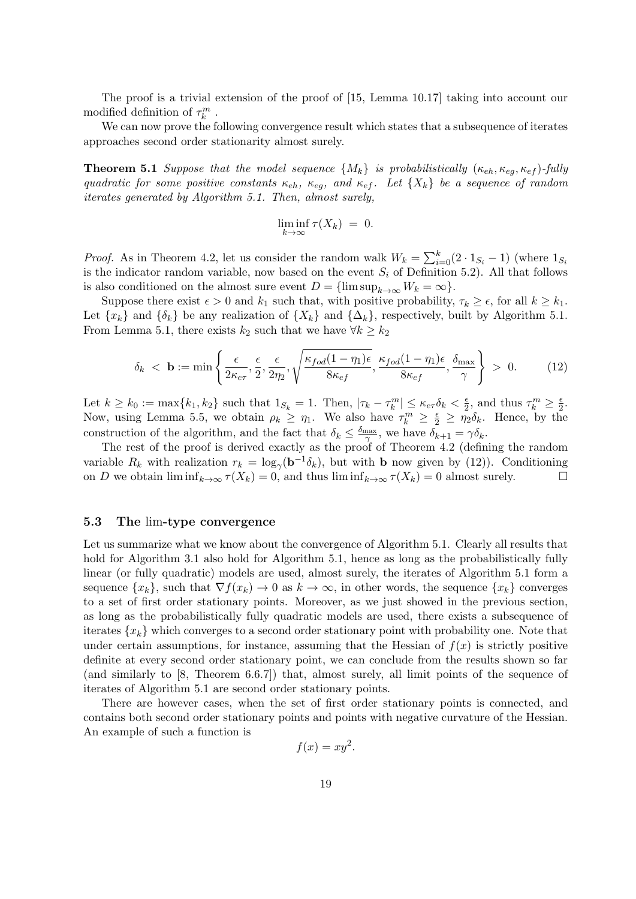The proof is a trivial extension of the proof of [15, Lemma 10.17] taking into account our modified definition of $\tau_k^m$ .

We can now prove the following convergence result which states that a subsequence of iterates approaches second order stationarity almost surely.

**Theorem 5.1** *Suppose that the model sequence $\{M_k\}$ is probabilistically $(\kappa_{eh}, \kappa_{eg}, \kappa_{ef})$-fully quadratic for some positive constants $\kappa_{eh}$, $\kappa_{eg}$, and $\kappa_{ef}$. Let $\{X_k\}$ be a sequence of random iterates generated by Algorithm 5.1. Then, almost surely,*

$$\liminf_{k\to\infty} \tau(X_k) \;=\; 0.$$

*Proof.* As in Theorem 4.2, let us consider the random walk $W_k = \sum_{i=0}^{k}(2 \cdot 1_{S_i} - 1)$ (where $1_{S_i}$ is the indicator random variable, now based on the event $S_i$ of Definition 5.2). All that follows is also conditioned on the almost sure event $D = \{\limsup_{k\to\infty} W_k = \infty\}$.

Suppose there exist $\epsilon > 0$ and $k_1$ such that, with positive probability, $\tau_k \geq \epsilon$, for all $k \geq k_1$. Let $\{x_k\}$ and $\{\delta_k\}$ be any realization of $\{X_k\}$ and $\{\Delta_k\}$, respectively, built by Algorithm 5.1. From Lemma 5.1, there exists $k_2$ such that we have $\forall k \geq k_2$

$$\delta_k \;<\; \mathbf{b} := \min\left\{ \frac{\epsilon}{2\kappa_{e\tau}}, \frac{\epsilon}{2}, \frac{\epsilon}{2\eta_2}, \sqrt{\frac{\kappa_{fod}(1-\eta_1)\epsilon}{8\kappa_{ef}}}, \frac{\kappa_{fod}(1-\eta_1)\epsilon}{8\kappa_{ef}}, \frac{\delta_{\max}}{\gamma} \right\} \;>\; 0. \tag{12}$$

Let $k \geq k_0 := \max\{k_1, k_2\}$ such that $1_{S_k} = 1$. Then, $|\tau_k - \tau_k^m| \leq \kappa_{e\tau}\delta_k < \frac{\epsilon}{2}$, and thus $\tau_k^m \geq \frac{\epsilon}{2}$. Now, using Lemma 5.5, we obtain $\rho_k \geq \eta_1$. We also have $\tau_k^m \geq \frac{\epsilon}{2} \geq \eta_2\delta_k$. Hence, by the construction of the algorithm, and the fact that $\delta_k \leq \frac{\delta_{\max}}{\gamma}$, we have $\delta_{k+1} = \gamma\delta_k$.

The rest of the proof is derived exactly as the proof of Theorem 4.2 (defining the random variable $R_k$ with realization $r_k = \log_\gamma(\mathbf{b}^{-1}\delta_k)$, but with $\mathbf{b}$ now given by (12)). Conditioning on $D$ we obtain $\liminf_{k\to\infty}\tau(X_k) = 0$, and thus $\liminf_{k\to\infty}\tau(X_k) = 0$ almost surely. $\square$

### 5.3 The lim-type convergence

Let us summarize what we know about the convergence of Algorithm 5.1. Clearly all results that hold for Algorithm 3.1 also hold for Algorithm 5.1, hence as long as the probabilistically fully linear (or fully quadratic) models are used, almost surely, the iterates of Algorithm 5.1 form a sequence $\{x_k\}$, such that $\nabla f(x_k) \to 0$ as $k \to \infty$, in other words, the sequence $\{x_k\}$ converges to a set of first order stationary points. Moreover, as we just showed in the previous section, as long as the probabilistically fully quadratic models are used, there exists a subsequence of iterates $\{x_k\}$ which converges to a second order stationary point with probability one. Note that under certain assumptions, for instance, assuming that the Hessian of $f(x)$ is strictly positive definite at every second order stationary point, we can conclude from the results shown so far (and similarly to [8, Theorem 6.6.7]) that, almost surely, all limit points of the sequence of iterates of Algorithm 5.1 are second order stationary points.

There are however cases, when the set of first order stationary points is connected, and contains both second order stationary points and points with negative curvature of the Hessian. An example of such a function is

$$f(x) = xy^2.$$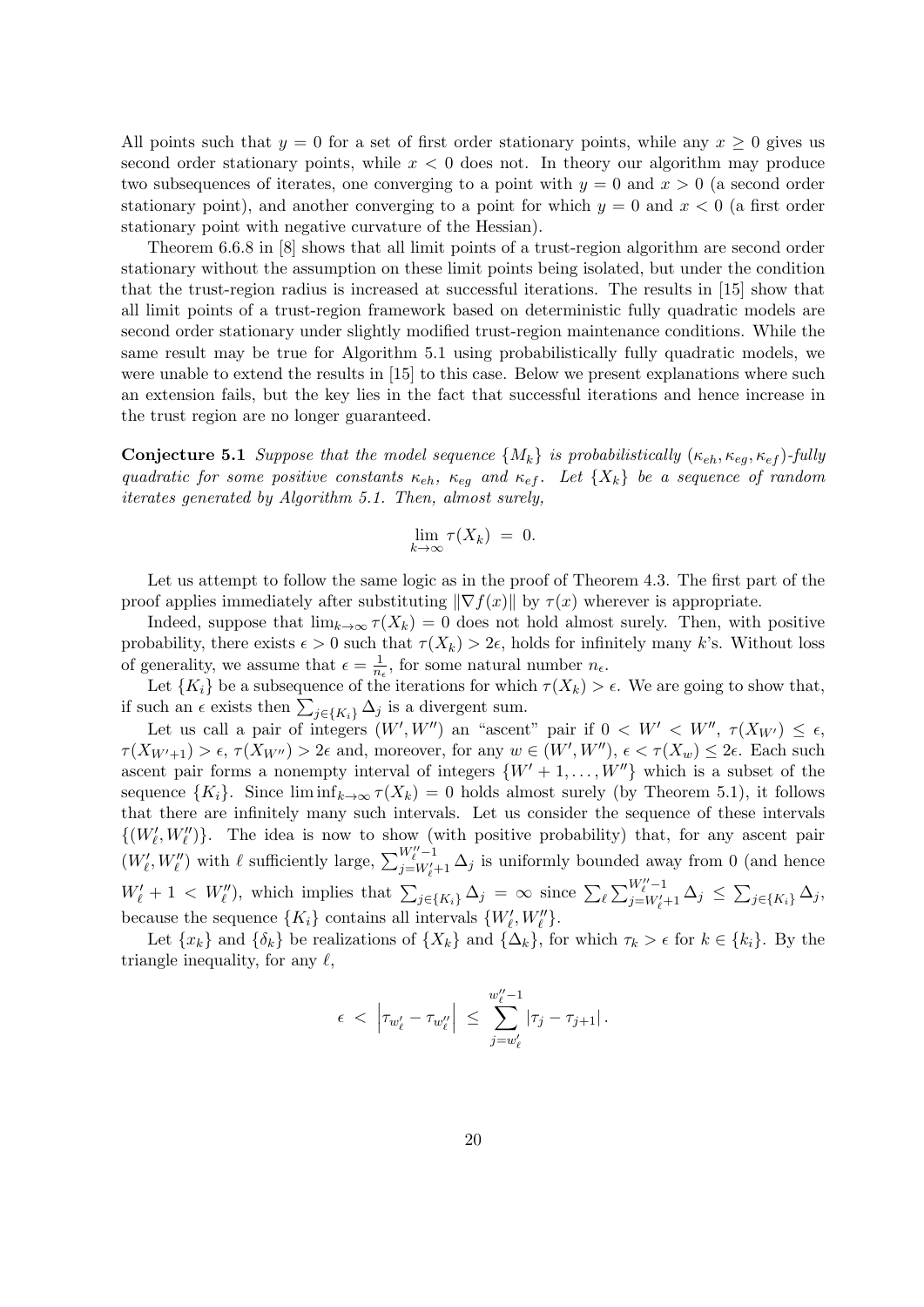All points such that $y = 0$ for a set of first order stationary points, while any $x \geq 0$ gives us second order stationary points, while $x < 0$ does not. In theory our algorithm may produce two subsequences of iterates, one converging to a point with $y = 0$ and $x > 0$ (a second order stationary point), and another converging to a point for which $y = 0$ and $x < 0$ (a first order stationary point with negative curvature of the Hessian).

Theorem 6.6.8 in [8] shows that all limit points of a trust-region algorithm are second order stationary without the assumption on these limit points being isolated, but under the condition that the trust-region radius is increased at successful iterations. The results in [15] show that all limit points of a trust-region framework based on deterministic fully quadratic models are second order stationary under slightly modified trust-region maintenance conditions. While the same result may be true for Algorithm 5.1 using probabilistically fully quadratic models, we were unable to extend the results in [15] to this case. Below we present explanations where such an extension fails, but the key lies in the fact that successful iterations and hence increase in the trust region are no longer guaranteed.

**Conjecture 5.1** *Suppose that the model sequence $\{M_k\}$ is probabilistically $(\kappa_{eh}, \kappa_{eg}, \kappa_{ef})$-fully quadratic for some positive constants $\kappa_{eh}$, $\kappa_{eg}$ and $\kappa_{ef}$. Let $\{X_k\}$ be a sequence of random iterates generated by Algorithm 5.1. Then, almost surely,*

$$\lim_{k\to\infty} \tau(X_k) \;=\; 0.$$

Let us attempt to follow the same logic as in the proof of Theorem 4.3. The first part of the proof applies immediately after substituting $\|\nabla f(x)\|$ by $\tau(x)$ wherever is appropriate.

Indeed, suppose that $\lim_{k\to\infty} \tau(X_k) = 0$ does not hold almost surely. Then, with positive probability, there exists $\epsilon > 0$ such that $\tau(X_k) > 2\epsilon$, holds for infinitely many $k$'s. Without loss of generality, we assume that $\epsilon = \frac{1}{n_\epsilon}$, for some natural number $n_\epsilon$.

Let $\{K_i\}$ be a subsequence of the iterations for which $\tau(X_k) > \epsilon$. We are going to show that, if such an $\epsilon$ exists then $\sum_{j\in\{K_i\}} \Delta_j$ is a divergent sum.

Let us call a pair of integers $(W', W'')$ an "ascent" pair if $0 < W' < W''$, $\tau(X_{W'}) \leq \epsilon$, $\tau(X_{W'+1}) > \epsilon$, $\tau(X_{W''}) > 2\epsilon$ and, moreover, for any $w \in (W', W'')$, $\epsilon < \tau(X_w) \leq 2\epsilon$. Each such ascent pair forms a nonempty interval of integers $\{W'+1, \ldots, W''\}$ which is a subset of the sequence $\{K_i\}$. Since $\liminf_{k\to\infty} \tau(X_k) = 0$ holds almost surely (by Theorem 5.1), it follows that there are infinitely many such intervals. Let us consider the sequence of these intervals $\{(W'_\ell, W''_\ell)\}$. The idea is now to show (with positive probability) that, for any ascent pair $(W'_\ell, W''_\ell)$ with $\ell$ sufficiently large, $\sum_{j=W'_\ell+1}^{W''_\ell-1} \Delta_j$ is uniformly bounded away from 0 (and hence $W'_\ell + 1 < W''_\ell$), which implies that $\sum_{j\in\{K_i\}} \Delta_j = \infty$ since $\sum_\ell \sum_{j=W'_\ell+1}^{W''_\ell-1} \Delta_j \leq \sum_{j\in\{K_i\}} \Delta_j$, because the sequence $\{K_i\}$ contains all intervals $\{W'_\ell, W''_\ell\}$.

Let $\{x_k\}$ and $\{\delta_k\}$ be realizations of $\{X_k\}$ and $\{\Delta_k\}$, for which $\tau_k > \epsilon$ for $k \in \{k_i\}$. By the triangle inequality, for any $\ell$,

$$\epsilon \;<\; \left|\tau_{w'_\ell} - \tau_{w''_\ell}\right| \;\leq\; \sum_{j=w'_\ell}^{w''_\ell-1} |\tau_j - \tau_{j+1}|\,.$$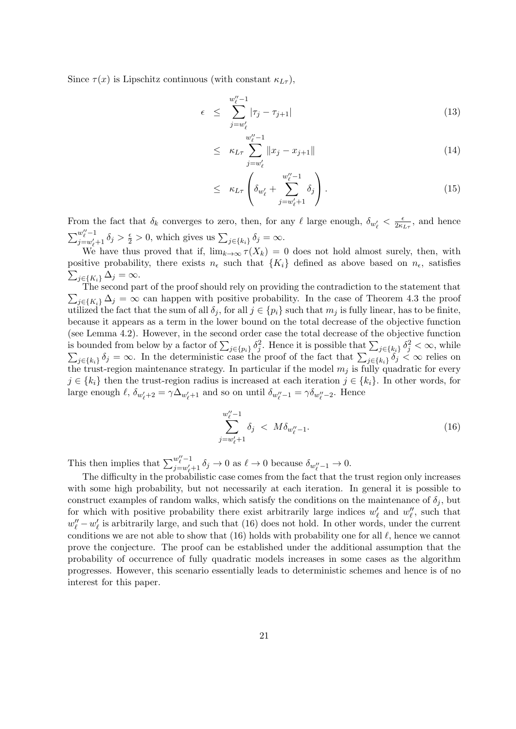Since $\tau(x)$ is Lipschitz continuous (with constant $\kappa_{L\tau}$),

$$
\begin{aligned}
\epsilon &\leq \sum_{j=w'_\ell}^{w''_\ell-1} |\tau_j - \tau_{j+1}| && (13)\\
&\leq \kappa_{L\tau} \sum_{j=w'_\ell}^{w''_\ell-1} \|x_j - x_{j+1}\| && (14)\\
&\leq \kappa_{L\tau} \left( \delta_{w'_\ell} + \sum_{j=w'_\ell+1}^{w''_\ell-1} \delta_j \right). && (15)
\end{aligned}
$$

From the fact that $\delta_k$ converges to zero, then, for any $\ell$ large enough, $\delta_{w'_\ell} < \frac{\epsilon}{2\kappa_{L\tau}}$, and hence $\sum_{j=w'_\ell+1}^{w''_\ell-1} \delta_j > \frac{\epsilon}{2} > 0$, which gives us $\sum_{j\in\{k_i\}} \delta_j = \infty$.

We have thus proved that if, $\lim_{k\to\infty} \tau(X_k) = 0$ does not hold almost surely, then, with positive probability, there exists $n_\epsilon$ such that $\{K_i\}$ defined as above based on $n_\epsilon$, satisfies $\sum_{j\in\{K_i\}} \Delta_j = \infty$.

The second part of the proof should rely on providing the contradiction to the statement that $\sum_{j\in\{K_i\}} \Delta_j = \infty$ can happen with positive probability. In the case of Theorem 4.3 the proof utilized the fact that the sum of all $\delta_j$, for all $j \in \{p_i\}$ such that $m_j$ is fully linear, has to be finite, because it appears as a term in the lower bound on the total decrease of the objective function (see Lemma 4.2). However, in the second order case the total decrease of the objective function is bounded from below by a factor of $\sum_{j\in\{p_i\}} \delta_j^2$. Hence it is possible that $\sum_{j\in\{k_i\}} \delta_j^2 < \infty$, while $\sum_{j\in\{k_i\}} \delta_j = \infty$. In the deterministic case the proof of the fact that $\sum_{j\in\{k_i\}} \delta_j < \infty$ relies on the trust-region maintenance strategy. In particular if the model $m_j$ is fully quadratic for every $j \in \{k_i\}$ then the trust-region radius is increased at each iteration $j \in \{k_i\}$. In other words, for large enough $\ell$, $\delta_{w'_\ell+2} = \gamma\Delta_{w'_\ell+1}$ and so on until $\delta_{w''_\ell-1} = \gamma\delta_{w''_\ell-2}$. Hence

$$
\sum_{j=w'_\ell+1}^{w''_\ell-1} \delta_j \; < \; M\delta_{w''_\ell-1}. \tag{16}
$$

This then implies that $\sum_{j=w'_\ell+1}^{w''_\ell-1} \delta_j \to 0$ as $\ell \to 0$ because $\delta_{w''_\ell-1} \to 0$.

The difficulty in the probabilistic case comes from the fact that the trust region only increases with some high probability, but not necessarily at each iteration. In general it is possible to construct examples of random walks, which satisfy the conditions on the maintenance of $\delta_j$, but for which with positive probability there exist arbitrarily large indices $w'_\ell$ and $w''_\ell$, such that $w''_\ell - w'_\ell$ is arbitrarily large, and such that (16) does not hold. In other words, under the current conditions we are not able to show that (16) holds with probability one for all $\ell$, hence we cannot prove the conjecture. The proof can be established under the additional assumption that the probability of occurrence of fully quadratic models increases in some cases as the algorithm progresses. However, this scenario essentially leads to deterministic schemes and hence is of no interest for this paper.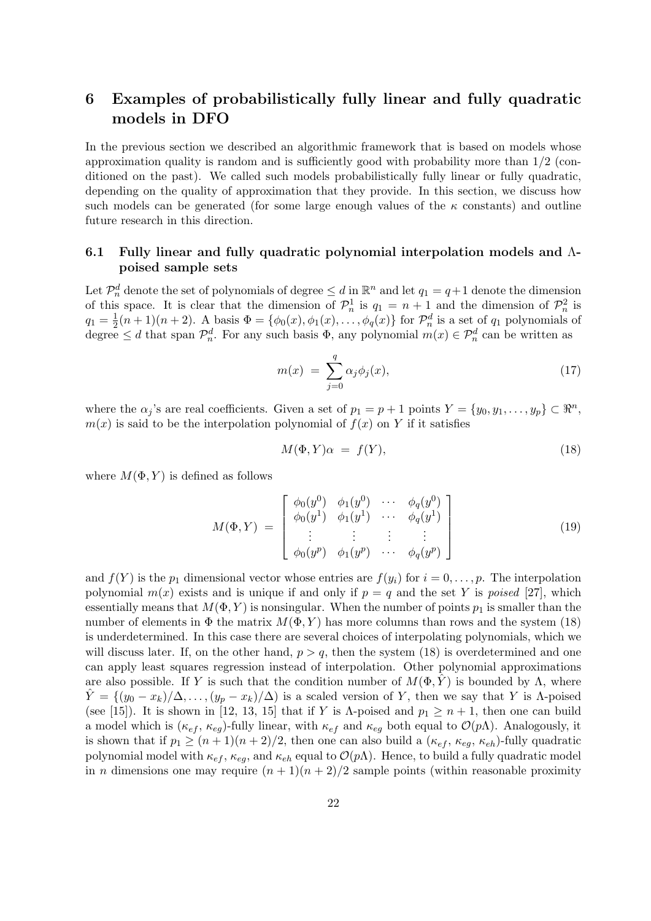# 6 Examples of probabilistically fully linear and fully quadratic models in DFO

In the previous section we described an algorithmic framework that is based on models whose approximation quality is random and is sufficiently good with probability more than 1/2 (conditioned on the past). We called such models probabilistically fully linear or fully quadratic, depending on the quality of approximation that they provide. In this section, we discuss how such models can be generated (for some large enough values of the $\kappa$ constants) and outline future research in this direction.

## 6.1 Fully linear and fully quadratic polynomial interpolation models and $\Lambda$-poised sample sets

Let $\mathcal{P}_n^d$ denote the set of polynomials of degree $\leq d$ in $\mathbb{R}^n$ and let $q_1 = q+1$ denote the dimension of this space. It is clear that the dimension of $\mathcal{P}_n^1$ is $q_1 = n+1$ and the dimension of $\mathcal{P}_n^2$ is $q_1 = \frac{1}{2}(n+1)(n+2)$. A basis $\Phi = \{\phi_0(x), \phi_1(x), \ldots, \phi_q(x)\}$ for $\mathcal{P}_n^d$ is a set of $q_1$ polynomials of degree $\leq d$ that span $\mathcal{P}_n^d$. For any such basis $\Phi$, any polynomial $m(x) \in \mathcal{P}_n^d$ can be written as

$$m(x) \;=\; \sum_{j=0}^{q} \alpha_j \phi_j(x), \tag{17}$$

where the $\alpha_j$'s are real coefficients. Given a set of $p_1 = p+1$ points $Y = \{y_0, y_1, \ldots, y_p\} \subset \Re^n$, $m(x)$ is said to be the interpolation polynomial of $f(x)$ on $Y$ if it satisfies

$$M(\Phi, Y)\alpha \;=\; f(Y), \tag{18}$$

where $M(\Phi, Y)$ is defined as follows

$$M(\Phi, Y) \;=\; \begin{bmatrix} \phi_0(y^0) & \phi_1(y^0) & \cdots & \phi_q(y^0) \\ \phi_0(y^1) & \phi_1(y^1) & \cdots & \phi_q(y^1) \\ \vdots & \vdots & \vdots & \vdots \\ \phi_0(y^p) & \phi_1(y^p) & \cdots & \phi_q(y^p) \end{bmatrix} \tag{19}$$

and $f(Y)$ is the $p_1$ dimensional vector whose entries are $f(y_i)$ for $i = 0, \ldots, p$. The interpolation polynomial $m(x)$ exists and is unique if and only if $p = q$ and the set $Y$ is *poised* [27], which essentially means that $M(\Phi, Y)$ is nonsingular. When the number of points $p_1$ is smaller than the number of elements in $\Phi$ the matrix $M(\Phi, Y)$ has more columns than rows and the system (18) is underdetermined. In this case there are several choices of interpolating polynomials, which we will discuss later. If, on the other hand, $p > q$, then the system (18) is overdetermined and one can apply least squares regression instead of interpolation. Other polynomial approximations are also possible. If $Y$ is such that the condition number of $M(\Phi, \hat{Y})$ is bounded by $\Lambda$, where $\hat{Y} = \{(y_0 - x_k)/\Delta, \ldots, (y_p - x_k)/\Delta\}$ is a scaled version of $Y$, then we say that $Y$ is $\Lambda$-poised (see [15]). It is shown in [12, 13, 15] that if $Y$ is $\Lambda$-poised and $p_1 \geq n+1$, then one can build a model which is ($\kappa_{ef}$, $\kappa_{eg}$)-fully linear, with $\kappa_{ef}$ and $\kappa_{eg}$ both equal to $\mathcal{O}(p\Lambda)$. Analogously, it is shown that if $p_1 \geq (n+1)(n+2)/2$, then one can also build a ($\kappa_{ef}$, $\kappa_{eg}$, $\kappa_{eh}$)-fully quadratic polynomial model with $\kappa_{ef}$, $\kappa_{eg}$, and $\kappa_{eh}$ equal to $\mathcal{O}(p\Lambda)$. Hence, to build a fully quadratic model in $n$ dimensions one may require $(n+1)(n+2)/2$ sample points (within reasonable proximity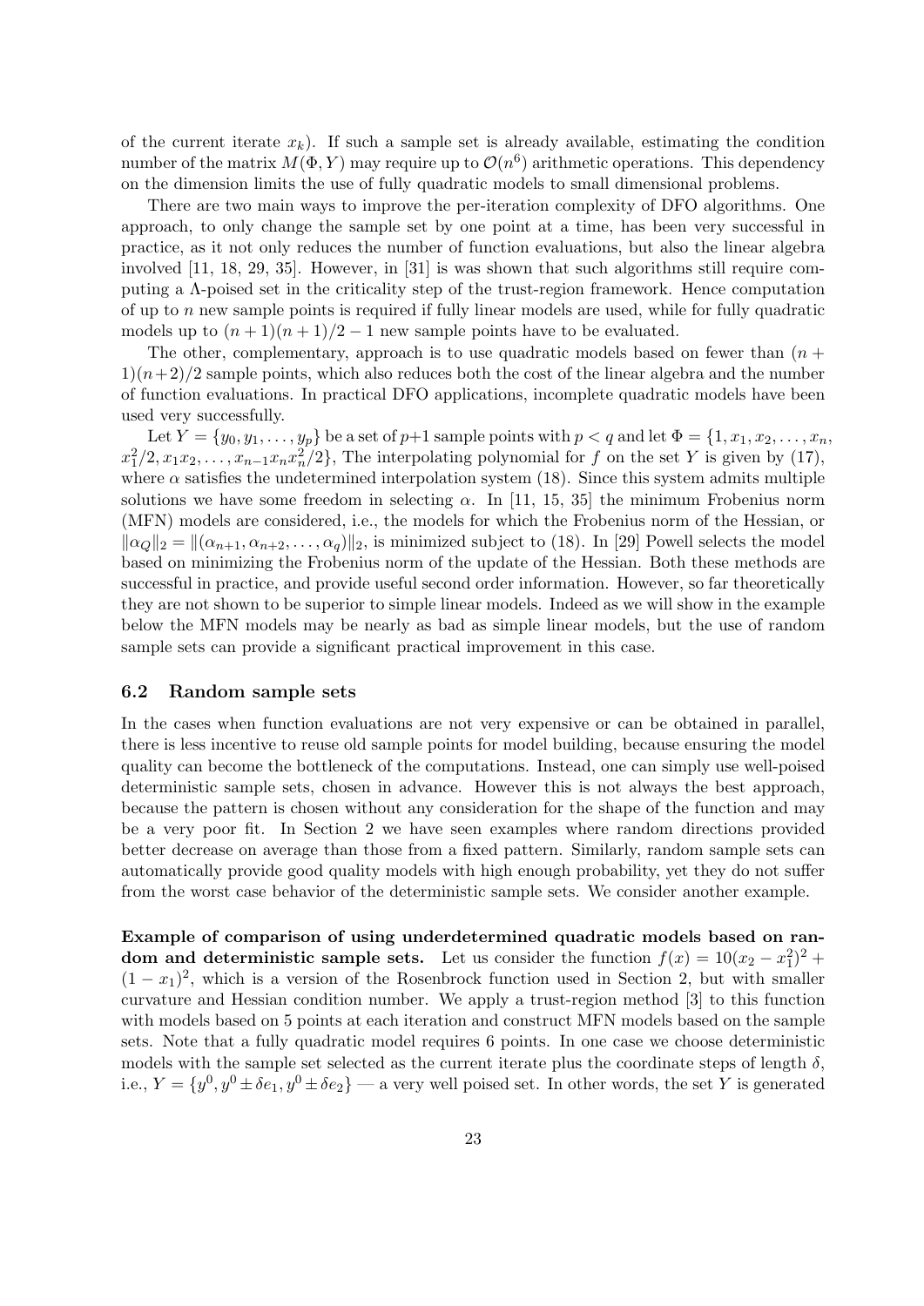of the current iterate $x_k$). If such a sample set is already available, estimating the condition number of the matrix $M(\Phi, Y)$ may require up to $\mathcal{O}(n^6)$ arithmetic operations. This dependency on the dimension limits the use of fully quadratic models to small dimensional problems.

There are two main ways to improve the per-iteration complexity of DFO algorithms. One approach, to only change the sample set by one point at a time, has been very successful in practice, as it not only reduces the number of function evaluations, but also the linear algebra involved [11, 18, 29, 35]. However, in [31] is was shown that such algorithms still require computing a $\Lambda$-poised set in the criticality step of the trust-region framework. Hence computation of up to $n$ new sample points is required if fully linear models are used, while for fully quadratic models up to $(n+1)(n+1)/2 - 1$ new sample points have to be evaluated.

The other, complementary, approach is to use quadratic models based on fewer than $(n+1)(n+2)/2$ sample points, which also reduces both the cost of the linear algebra and the number of function evaluations. In practical DFO applications, incomplete quadratic models have been used very successfully.

Let $Y = \{y_0, y_1, \ldots, y_p\}$ be a set of $p+1$ sample points with $p < q$ and let $\Phi = \{1, x_1, x_2, \ldots, x_n, x_1^2/2, x_1x_2, \ldots, x_{n-1}x_nx_n^2/2\}$, The interpolating polynomial for $f$ on the set $Y$ is given by (17), where $\alpha$ satisfies the undetermined interpolation system (18). Since this system admits multiple solutions we have some freedom in selecting $\alpha$. In [11, 15, 35] the minimum Frobenius norm (MFN) models are considered, i.e., the models for which the Frobenius norm of the Hessian, or $\|\alpha_Q\|_2 = \|(\alpha_{n+1}, \alpha_{n+2}, \ldots, \alpha_q)\|_2$, is minimized subject to (18). In [29] Powell selects the model based on minimizing the Frobenius norm of the update of the Hessian. Both these methods are successful in practice, and provide useful second order information. However, so far theoretically they are not shown to be superior to simple linear models. Indeed as we will show in the example below the MFN models may be nearly as bad as simple linear models, but the use of random sample sets can provide a significant practical improvement in this case.

### 6.2 Random sample sets

In the cases when function evaluations are not very expensive or can be obtained in parallel, there is less incentive to reuse old sample points for model building, because ensuring the model quality can become the bottleneck of the computations. Instead, one can simply use well-poised deterministic sample sets, chosen in advance. However this is not always the best approach, because the pattern is chosen without any consideration for the shape of the function and may be a very poor fit. In Section 2 we have seen examples where random directions provided better decrease on average than those from a fixed pattern. Similarly, random sample sets can automatically provide good quality models with high enough probability, yet they do not suffer from the worst case behavior of the deterministic sample sets. We consider another example.

**Example of comparison of using underdetermined quadratic models based on random and deterministic sample sets.** Let us consider the function $f(x) = 10(x_2 - x_1^2)^2 + (1 - x_1)^2$, which is a version of the Rosenbrock function used in Section 2, but with smaller curvature and Hessian condition number. We apply a trust-region method [3] to this function with models based on 5 points at each iteration and construct MFN models based on the sample sets. Note that a fully quadratic model requires 6 points. In one case we choose deterministic models with the sample set selected as the current iterate plus the coordinate steps of length $\delta$, i.e., $Y = \{y^0, y^0 \pm \delta e_1, y^0 \pm \delta e_2\}$ — a very well poised set. In other words, the set $Y$ is generated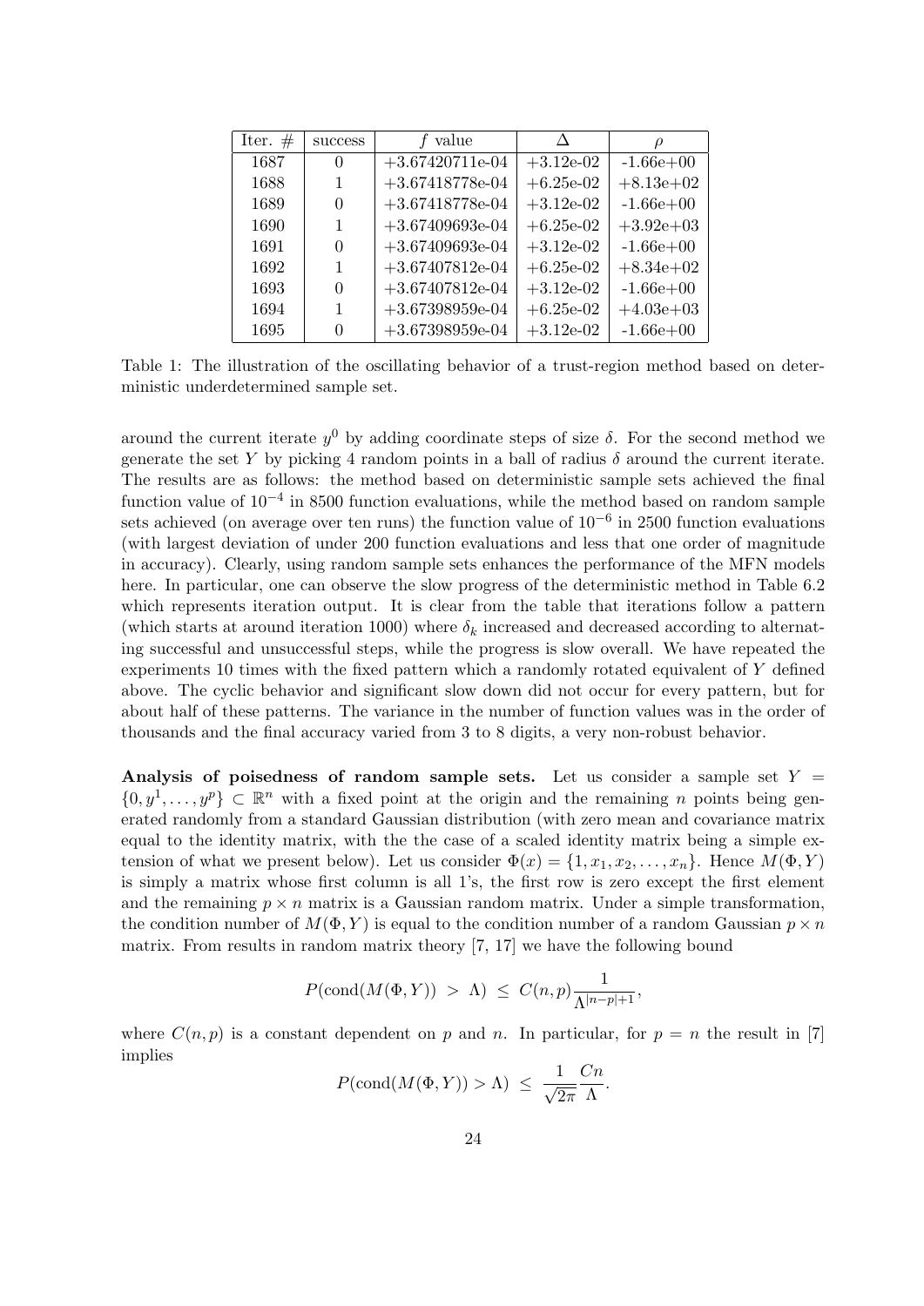| Iter. # | success | $f$ value | $\Delta$ | $\rho$ |
|---|---|---|---|---|
| 1687 | 0 | +3.67420711e-04 | +3.12e-02 | -1.66e+00 |
| 1688 | 1 | +3.67418778e-04 | +6.25e-02 | +8.13e+02 |
| 1689 | 0 | +3.67418778e-04 | +3.12e-02 | -1.66e+00 |
| 1690 | 1 | +3.67409693e-04 | +6.25e-02 | +3.92e+03 |
| 1691 | 0 | +3.67409693e-04 | +3.12e-02 | -1.66e+00 |
| 1692 | 1 | +3.67407812e-04 | +6.25e-02 | +8.34e+02 |
| 1693 | 0 | +3.67407812e-04 | +3.12e-02 | -1.66e+00 |
| 1694 | 1 | +3.67398959e-04 | +6.25e-02 | +4.03e+03 |
| 1695 | 0 | +3.67398959e-04 | +3.12e-02 | -1.66e+00 |

Table 1: The illustration of the oscillating behavior of a trust-region method based on deterministic underdetermined sample set.

around the current iterate $y^0$ by adding coordinate steps of size $\delta$. For the second method we generate the set $Y$ by picking 4 random points in a ball of radius $\delta$ around the current iterate. The results are as follows: the method based on deterministic sample sets achieved the final function value of $10^{-4}$ in 8500 function evaluations, while the method based on random sample sets achieved (on average over ten runs) the function value of $10^{-6}$ in 2500 function evaluations (with largest deviation of under 200 function evaluations and less that one order of magnitude in accuracy). Clearly, using random sample sets enhances the performance of the MFN models here. In particular, one can observe the slow progress of the deterministic method in Table 6.2 which represents iteration output. It is clear from the table that iterations follow a pattern (which starts at around iteration 1000) where $\delta_k$ increased and decreased according to alternating successful and unsuccessful steps, while the progress is slow overall. We have repeated the experiments 10 times with the fixed pattern which a randomly rotated equivalent of $Y$ defined above. The cyclic behavior and significant slow down did not occur for every pattern, but for about half of these patterns. The variance in the number of function values was in the order of thousands and the final accuracy varied from 3 to 8 digits, a very non-robust behavior.

**Analysis of poisedness of random sample sets.** Let us consider a sample set $Y = \{0, y^1, \ldots, y^p\} \subset \mathbb{R}^n$ with a fixed point at the origin and the remaining $n$ points being generated randomly from a standard Gaussian distribution (with zero mean and covariance matrix equal to the identity matrix, with the the case of a scaled identity matrix being a simple extension of what we present below). Let us consider $\Phi(x) = \{1, x_1, x_2, \ldots, x_n\}$. Hence $M(\Phi, Y)$ is simply a matrix whose first column is all 1's, the first row is zero except the first element and the remaining $p \times n$ matrix is a Gaussian random matrix. Under a simple transformation, the condition number of $M(\Phi, Y)$ is equal to the condition number of a random Gaussian $p \times n$ matrix. From results in random matrix theory [7, 17] we have the following bound

$$P(\mathrm{cond}(M(\Phi, Y)) \; > \; \Lambda) \; \leq \; C(n, p)\frac{1}{\Lambda^{|n-p|+1}},$$

where $C(n, p)$ is a constant dependent on $p$ and $n$. In particular, for $p = n$ the result in [7] implies

$$P(\mathrm{cond}(M(\Phi, Y)) > \Lambda) \; \leq \; \frac{1}{\sqrt{2\pi}}\frac{Cn}{\Lambda}.$$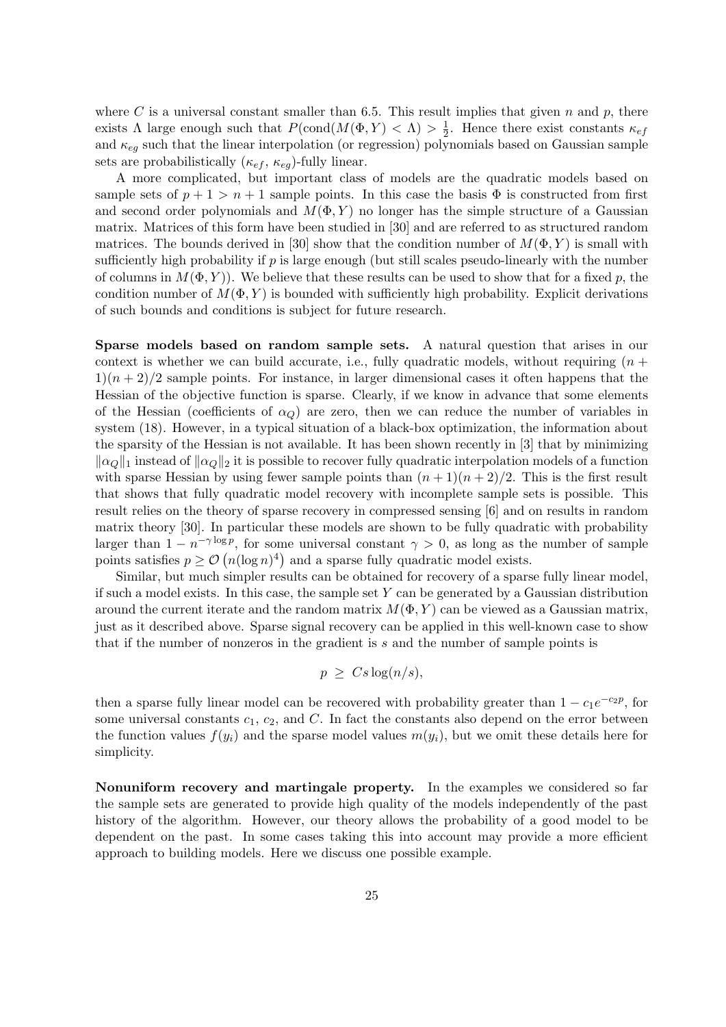where $C$ is a universal constant smaller than 6.5. This result implies that given $n$ and $p$, there exists $\Lambda$ large enough such that $P(\text{cond}(M(\Phi, Y) < \Lambda) > \frac{1}{2}$. Hence there exist constants $\kappa_{ef}$ and $\kappa_{eg}$ such that the linear interpolation (or regression) polynomials based on Gaussian sample sets are probabilistically $(\kappa_{ef}, \kappa_{eg})$-fully linear.

A more complicated, but important class of models are the quadratic models based on sample sets of $p+1 > n+1$ sample points. In this case the basis $\Phi$ is constructed from first and second order polynomials and $M(\Phi, Y)$ no longer has the simple structure of a Gaussian matrix. Matrices of this form have been studied in [30] and are referred to as structured random matrices. The bounds derived in [30] show that the condition number of $M(\Phi, Y)$ is small with sufficiently high probability if $p$ is large enough (but still scales pseudo-linearly with the number of columns in $M(\Phi, Y)$). We believe that these results can be used to show that for a fixed $p$, the condition number of $M(\Phi, Y)$ is bounded with sufficiently high probability. Explicit derivations of such bounds and conditions is subject for future research.

**Sparse models based on random sample sets.** A natural question that arises in our context is whether we can build accurate, i.e., fully quadratic models, without requiring $(n+1)(n+2)/2$ sample points. For instance, in larger dimensional cases it often happens that the Hessian of the objective function is sparse. Clearly, if we know in advance that some elements of the Hessian (coefficients of $\alpha_Q$) are zero, then we can reduce the number of variables in system (18). However, in a typical situation of a black-box optimization, the information about the sparsity of the Hessian is not available. It has been shown recently in [3] that by minimizing $\|\alpha_Q\|_1$ instead of $\|\alpha_Q\|_2$ it is possible to recover fully quadratic interpolation models of a function with sparse Hessian by using fewer sample points than $(n+1)(n+2)/2$. This is the first result that shows that fully quadratic model recovery with incomplete sample sets is possible. This result relies on the theory of sparse recovery in compressed sensing [6] and on results in random matrix theory [30]. In particular these models are shown to be fully quadratic with probability larger than $1 - n^{-\gamma \log p}$, for some universal constant $\gamma > 0$, as long as the number of sample points satisfies $p \geq \mathcal{O}\left(n(\log n)^4\right)$ and a sparse fully quadratic model exists.

Similar, but much simpler results can be obtained for recovery of a sparse fully linear model, if such a model exists. In this case, the sample set $Y$ can be generated by a Gaussian distribution around the current iterate and the random matrix $M(\Phi, Y)$ can be viewed as a Gaussian matrix, just as it described above. Sparse signal recovery can be applied in this well-known case to show that if the number of nonzeros in the gradient is $s$ and the number of sample points is

$$p \;\geq\; Cs\log(n/s),$$

then a sparse fully linear model can be recovered with probability greater than $1 - c_1 e^{-c_2 p}$, for some universal constants $c_1$, $c_2$, and $C$. In fact the constants also depend on the error between the function values $f(y_i)$ and the sparse model values $m(y_i)$, but we omit these details here for simplicity.

**Nonuniform recovery and martingale property.** In the examples we considered so far the sample sets are generated to provide high quality of the models independently of the past history of the algorithm. However, our theory allows the probability of a good model to be dependent on the past. In some cases taking this into account may provide a more efficient approach to building models. Here we discuss one possible example.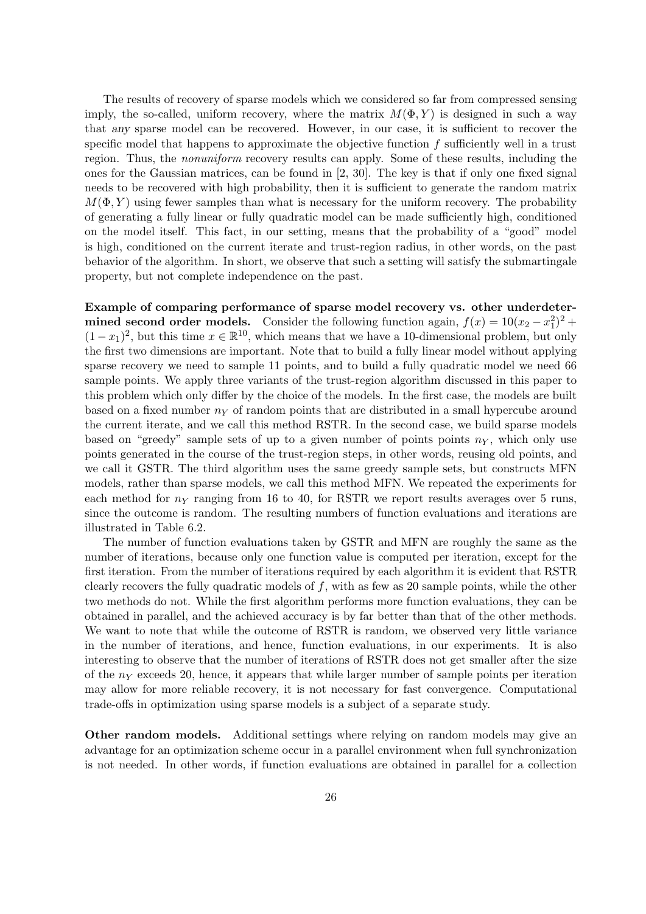The results of recovery of sparse models which we considered so far from compressed sensing imply, the so-called, uniform recovery, where the matrix $M(\Phi, Y)$ is designed in such a way that *any* sparse model can be recovered. However, in our case, it is sufficient to recover the specific model that happens to approximate the objective function $f$ sufficiently well in a trust region. Thus, the *nonuniform* recovery results can apply. Some of these results, including the ones for the Gaussian matrices, can be found in [2, 30]. The key is that if only one fixed signal needs to be recovered with high probability, then it is sufficient to generate the random matrix $M(\Phi, Y)$ using fewer samples than what is necessary for the uniform recovery. The probability of generating a fully linear or fully quadratic model can be made sufficiently high, conditioned on the model itself. This fact, in our setting, means that the probability of a "good" model is high, conditioned on the current iterate and trust-region radius, in other words, on the past behavior of the algorithm. In short, we observe that such a setting will satisfy the submartingale property, but not complete independence on the past.

**Example of comparing performance of sparse model recovery vs. other underdetermined second order models.** Consider the following function again, $f(x) = 10(x_2 - x_1^2)^2 + (1 - x_1)^2$, but this time $x \in \mathbb{R}^{10}$, which means that we have a 10-dimensional problem, but only the first two dimensions are important. Note that to build a fully linear model without applying sparse recovery we need to sample 11 points, and to build a fully quadratic model we need 66 sample points. We apply three variants of the trust-region algorithm discussed in this paper to this problem which only differ by the choice of the models. In the first case, the models are built based on a fixed number $n_Y$ of random points that are distributed in a small hypercube around the current iterate, and we call this method RSTR. In the second case, we build sparse models based on "greedy" sample sets of up to a given number of points points $n_Y$, which only use points generated in the course of the trust-region steps, in other words, reusing old points, and we call it GSTR. The third algorithm uses the same greedy sample sets, but constructs MFN models, rather than sparse models, we call this method MFN. We repeated the experiments for each method for $n_Y$ ranging from 16 to 40, for RSTR we report results averages over 5 runs, since the outcome is random. The resulting numbers of function evaluations and iterations are illustrated in Table 6.2.

The number of function evaluations taken by GSTR and MFN are roughly the same as the number of iterations, because only one function value is computed per iteration, except for the first iteration. From the number of iterations required by each algorithm it is evident that RSTR clearly recovers the fully quadratic models of $f$, with as few as 20 sample points, while the other two methods do not. While the first algorithm performs more function evaluations, they can be obtained in parallel, and the achieved accuracy is by far better than that of the other methods. We want to note that while the outcome of RSTR is random, we observed very little variance in the number of iterations, and hence, function evaluations, in our experiments. It is also interesting to observe that the number of iterations of RSTR does not get smaller after the size of the $n_Y$ exceeds 20, hence, it appears that while larger number of sample points per iteration may allow for more reliable recovery, it is not necessary for fast convergence. Computational trade-offs in optimization using sparse models is a subject of a separate study.

**Other random models.** Additional settings where relying on random models may give an advantage for an optimization scheme occur in a parallel environment when full synchronization is not needed. In other words, if function evaluations are obtained in parallel for a collection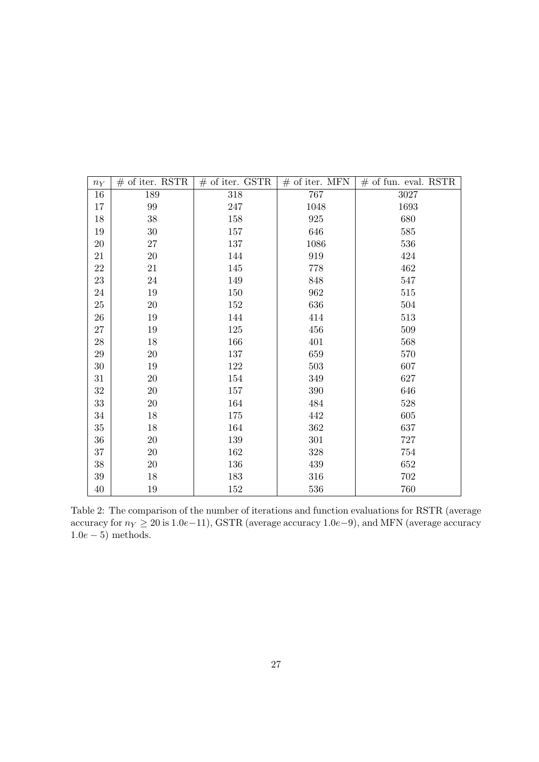| $n_Y$ | # of iter. RSTR | # of iter. GSTR | # of iter. MFN | # of fun. eval. RSTR |
|---|---|---|---|---|
| 16 | 189 | 318 | 767 | 3027 |
| 17 | 99 | 247 | 1048 | 1693 |
| 18 | 38 | 158 | 925 | 680 |
| 19 | 30 | 157 | 646 | 585 |
| 20 | 27 | 137 | 1086 | 536 |
| 21 | 20 | 144 | 919 | 424 |
| 22 | 21 | 145 | 778 | 462 |
| 23 | 24 | 149 | 848 | 547 |
| 24 | 19 | 150 | 962 | 515 |
| 25 | 20 | 152 | 636 | 504 |
| 26 | 19 | 144 | 414 | 513 |
| 27 | 19 | 125 | 456 | 509 |
| 28 | 18 | 166 | 401 | 568 |
| 29 | 20 | 137 | 659 | 570 |
| 30 | 19 | 122 | 503 | 607 |
| 31 | 20 | 154 | 349 | 627 |
| 32 | 20 | 157 | 390 | 646 |
| 33 | 20 | 164 | 484 | 528 |
| 34 | 18 | 175 | 442 | 605 |
| 35 | 18 | 164 | 362 | 637 |
| 36 | 20 | 139 | 301 | 727 |
| 37 | 20 | 162 | 328 | 754 |
| 38 | 20 | 136 | 439 | 652 |
| 39 | 18 | 183 | 316 | 702 |
| 40 | 19 | 152 | 536 | 760 |

Table 2: The comparison of the number of iterations and function evaluations for RSTR (average accuracy for $n_Y \geq 20$ is $1.0e{-11}$), GSTR (average accuracy $1.0e{-9}$), and MFN (average accuracy $1.0e-5$) methods.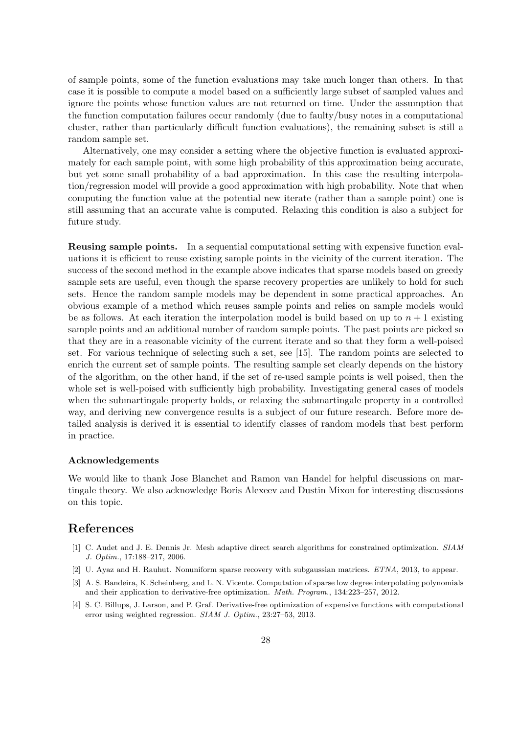of sample points, some of the function evaluations may take much longer than others. In that case it is possible to compute a model based on a sufficiently large subset of sampled values and ignore the points whose function values are not returned on time. Under the assumption that the function computation failures occur randomly (due to faulty/busy notes in a computational cluster, rather than particularly difficult function evaluations), the remaining subset is still a random sample set.

Alternatively, one may consider a setting where the objective function is evaluated approximately for each sample point, with some high probability of this approximation being accurate, but yet some small probability of a bad approximation. In this case the resulting interpolation/regression model will provide a good approximation with high probability. Note that when computing the function value at the potential new iterate (rather than a sample point) one is still assuming that an accurate value is computed. Relaxing this condition is also a subject for future study.

**Reusing sample points.** In a sequential computational setting with expensive function evaluations it is efficient to reuse existing sample points in the vicinity of the current iteration. The success of the second method in the example above indicates that sparse models based on greedy sample sets are useful, even though the sparse recovery properties are unlikely to hold for such sets. Hence the random sample models may be dependent in some practical approaches. An obvious example of a method which reuses sample points and relies on sample models would be as follows. At each iteration the interpolation model is build based on up to $n+1$ existing sample points and an additional number of random sample points. The past points are picked so that they are in a reasonable vicinity of the current iterate and so that they form a well-poised set. For various technique of selecting such a set, see [15]. The random points are selected to enrich the current set of sample points. The resulting sample set clearly depends on the history of the algorithm, on the other hand, if the set of re-used sample points is well poised, then the whole set is well-poised with sufficiently high probability. Investigating general cases of models when the submartingale property holds, or relaxing the submartingale property in a controlled way, and deriving new convergence results is a subject of our future research. Before more detailed analysis is derived it is essential to identify classes of random models that best perform in practice.

### Acknowledgements

We would like to thank Jose Blanchet and Ramon van Handel for helpful discussions on martingale theory. We also acknowledge Boris Alexeev and Dustin Mixon for interesting discussions on this topic.

## References

[1] C. Audet and J. E. Dennis Jr. Mesh adaptive direct search algorithms for constrained optimization. *SIAM J. Optim.*, 17:188–217, 2006.

[2] U. Ayaz and H. Rauhut. Nonuniform sparse recovery with subgaussian matrices. *ETNA*, 2013, to appear.

[3] A. S. Bandeira, K. Scheinberg, and L. N. Vicente. Computation of sparse low degree interpolating polynomials and their application to derivative-free optimization. *Math. Program.*, 134:223–257, 2012.

[4] S. C. Billups, J. Larson, and P. Graf. Derivative-free optimization of expensive functions with computational error using weighted regression. *SIAM J. Optim.*, 23:27–53, 2013.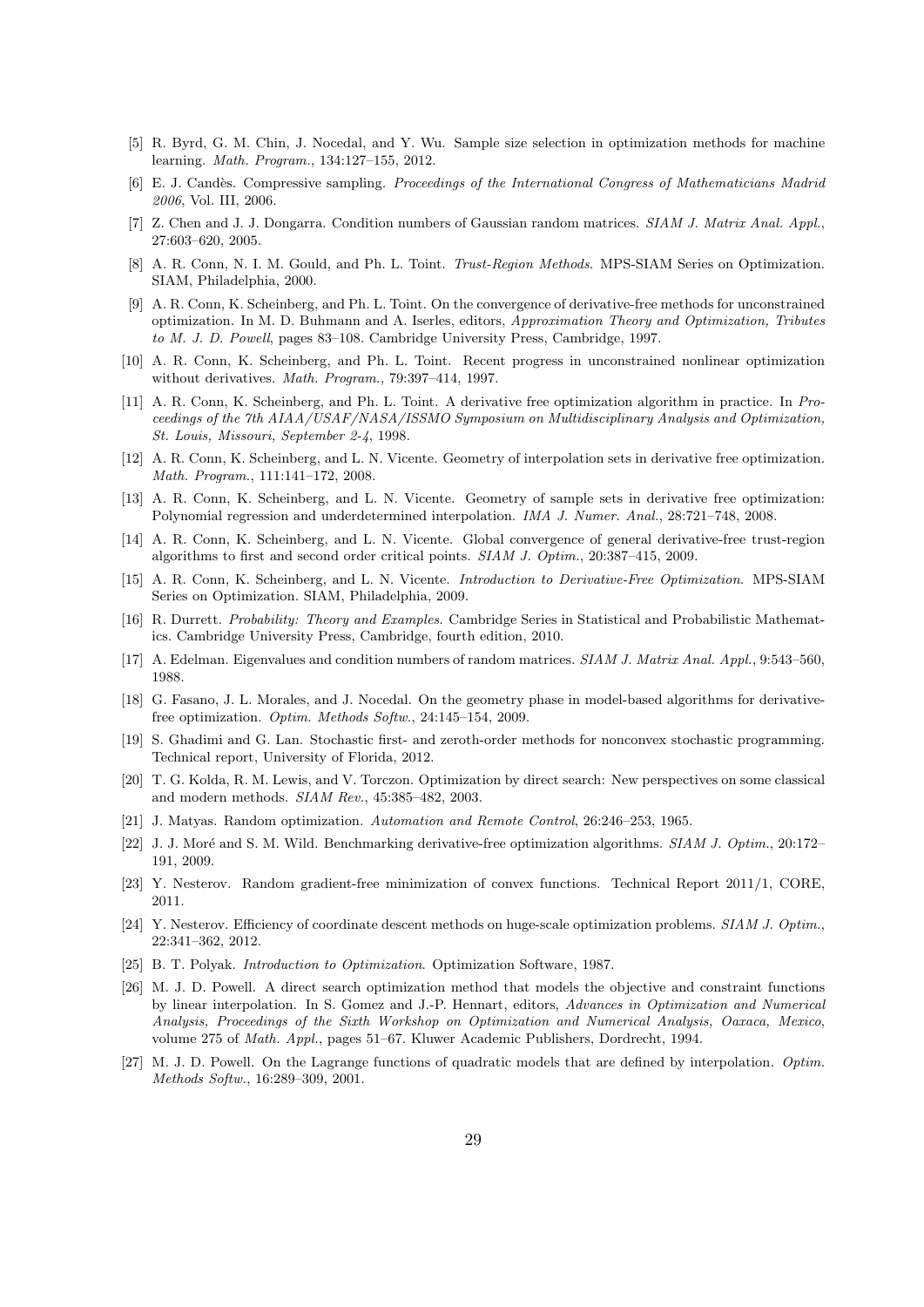[5] R. Byrd, G. M. Chin, J. Nocedal, and Y. Wu. Sample size selection in optimization methods for machine learning. *Math. Program.*, 134:127–155, 2012.

[6] E. J. Candès. Compressive sampling. *Proceedings of the International Congress of Mathematicians Madrid 2006*, Vol. III, 2006.

[7] Z. Chen and J. J. Dongarra. Condition numbers of Gaussian random matrices. *SIAM J. Matrix Anal. Appl.*, 27:603–620, 2005.

[8] A. R. Conn, N. I. M. Gould, and Ph. L. Toint. *Trust-Region Methods*. MPS-SIAM Series on Optimization. SIAM, Philadelphia, 2000.

[9] A. R. Conn, K. Scheinberg, and Ph. L. Toint. On the convergence of derivative-free methods for unconstrained optimization. In M. D. Buhmann and A. Iserles, editors, *Approximation Theory and Optimization, Tributes to M. J. D. Powell*, pages 83–108. Cambridge University Press, Cambridge, 1997.

[10] A. R. Conn, K. Scheinberg, and Ph. L. Toint. Recent progress in unconstrained nonlinear optimization without derivatives. *Math. Program.*, 79:397–414, 1997.

[11] A. R. Conn, K. Scheinberg, and Ph. L. Toint. A derivative free optimization algorithm in practice. In *Proceedings of the 7th AIAA/USAF/NASA/ISSMO Symposium on Multidisciplinary Analysis and Optimization, St. Louis, Missouri, September 2-4*, 1998.

[12] A. R. Conn, K. Scheinberg, and L. N. Vicente. Geometry of interpolation sets in derivative free optimization. *Math. Program.*, 111:141–172, 2008.

[13] A. R. Conn, K. Scheinberg, and L. N. Vicente. Geometry of sample sets in derivative free optimization: Polynomial regression and underdetermined interpolation. *IMA J. Numer. Anal.*, 28:721–748, 2008.

[14] A. R. Conn, K. Scheinberg, and L. N. Vicente. Global convergence of general derivative-free trust-region algorithms to first and second order critical points. *SIAM J. Optim.*, 20:387–415, 2009.

[15] A. R. Conn, K. Scheinberg, and L. N. Vicente. *Introduction to Derivative-Free Optimization*. MPS-SIAM Series on Optimization. SIAM, Philadelphia, 2009.

[16] R. Durrett. *Probability: Theory and Examples*. Cambridge Series in Statistical and Probabilistic Mathematics. Cambridge University Press, Cambridge, fourth edition, 2010.

[17] A. Edelman. Eigenvalues and condition numbers of random matrices. *SIAM J. Matrix Anal. Appl.*, 9:543–560, 1988.

[18] G. Fasano, J. L. Morales, and J. Nocedal. On the geometry phase in model-based algorithms for derivative-free optimization. *Optim. Methods Softw.*, 24:145–154, 2009.

[19] S. Ghadimi and G. Lan. Stochastic first- and zeroth-order methods for nonconvex stochastic programming. Technical report, University of Florida, 2012.

[20] T. G. Kolda, R. M. Lewis, and V. Torczon. Optimization by direct search: New perspectives on some classical and modern methods. *SIAM Rev.*, 45:385–482, 2003.

[21] J. Matyas. Random optimization. *Automation and Remote Control*, 26:246–253, 1965.

[22] J. J. Moré and S. M. Wild. Benchmarking derivative-free optimization algorithms. *SIAM J. Optim.*, 20:172–191, 2009.

[23] Y. Nesterov. Random gradient-free minimization of convex functions. Technical Report 2011/1, CORE, 2011.

[24] Y. Nesterov. Efficiency of coordinate descent methods on huge-scale optimization problems. *SIAM J. Optim.*, 22:341–362, 2012.

[25] B. T. Polyak. *Introduction to Optimization*. Optimization Software, 1987.

[26] M. J. D. Powell. A direct search optimization method that models the objective and constraint functions by linear interpolation. In S. Gomez and J.-P. Hennart, editors, *Advances in Optimization and Numerical Analysis, Proceedings of the Sixth Workshop on Optimization and Numerical Analysis, Oaxaca, Mexico*, volume 275 of *Math. Appl.*, pages 51–67. Kluwer Academic Publishers, Dordrecht, 1994.

[27] M. J. D. Powell. On the Lagrange functions of quadratic models that are defined by interpolation. *Optim. Methods Softw.*, 16:289–309, 2001.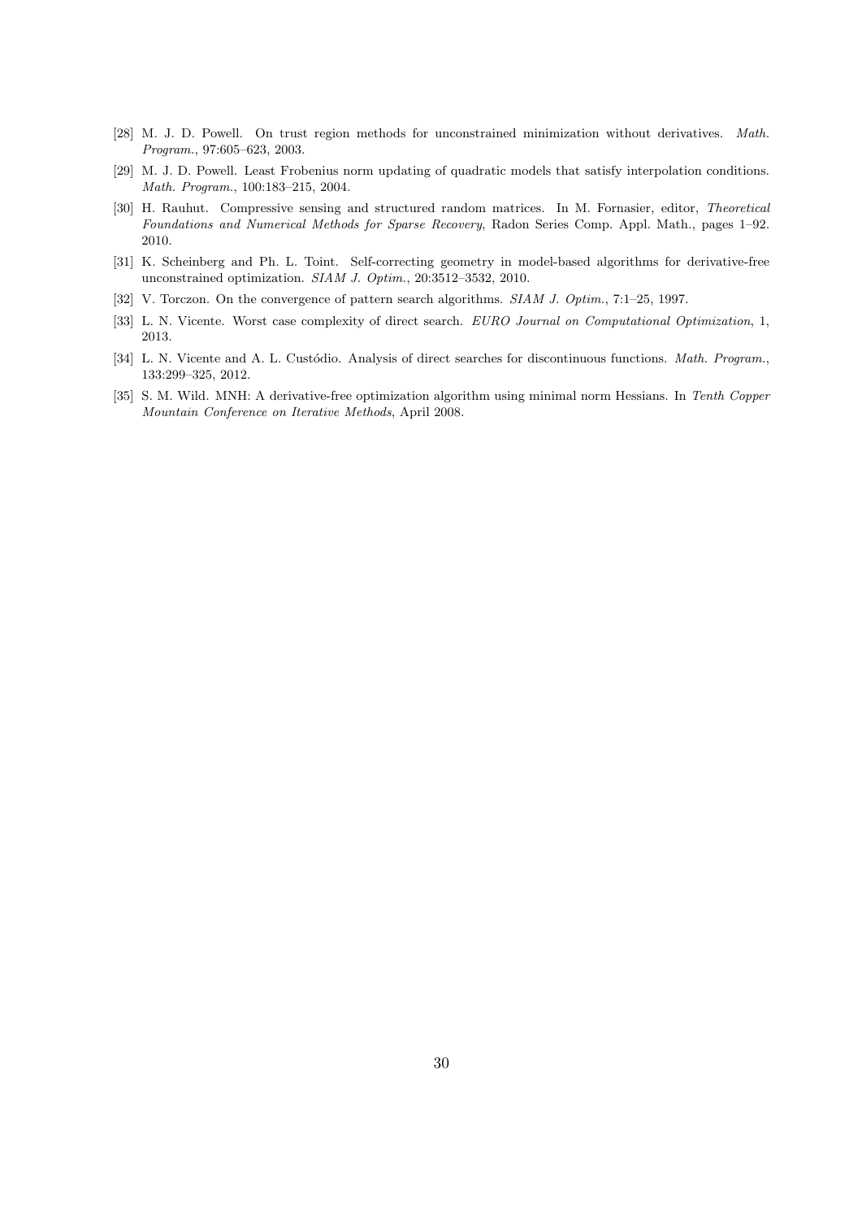[28] M. J. D. Powell. On trust region methods for unconstrained minimization without derivatives. *Math. Program.*, 97:605–623, 2003.

[29] M. J. D. Powell. Least Frobenius norm updating of quadratic models that satisfy interpolation conditions. *Math. Program.*, 100:183–215, 2004.

[30] H. Rauhut. Compressive sensing and structured random matrices. In M. Fornasier, editor, *Theoretical Foundations and Numerical Methods for Sparse Recovery*, Radon Series Comp. Appl. Math., pages 1–92. 2010.

[31] K. Scheinberg and Ph. L. Toint. Self-correcting geometry in model-based algorithms for derivative-free unconstrained optimization. *SIAM J. Optim.*, 20:3512–3532, 2010.

[32] V. Torczon. On the convergence of pattern search algorithms. *SIAM J. Optim.*, 7:1–25, 1997.

[33] L. N. Vicente. Worst case complexity of direct search. *EURO Journal on Computational Optimization*, 1, 2013.

[34] L. N. Vicente and A. L. Custódio. Analysis of direct searches for discontinuous functions. *Math. Program.*, 133:299–325, 2012.

[35] S. M. Wild. MNH: A derivative-free optimization algorithm using minimal norm Hessians. In *Tenth Copper Mountain Conference on Iterative Methods*, April 2008.